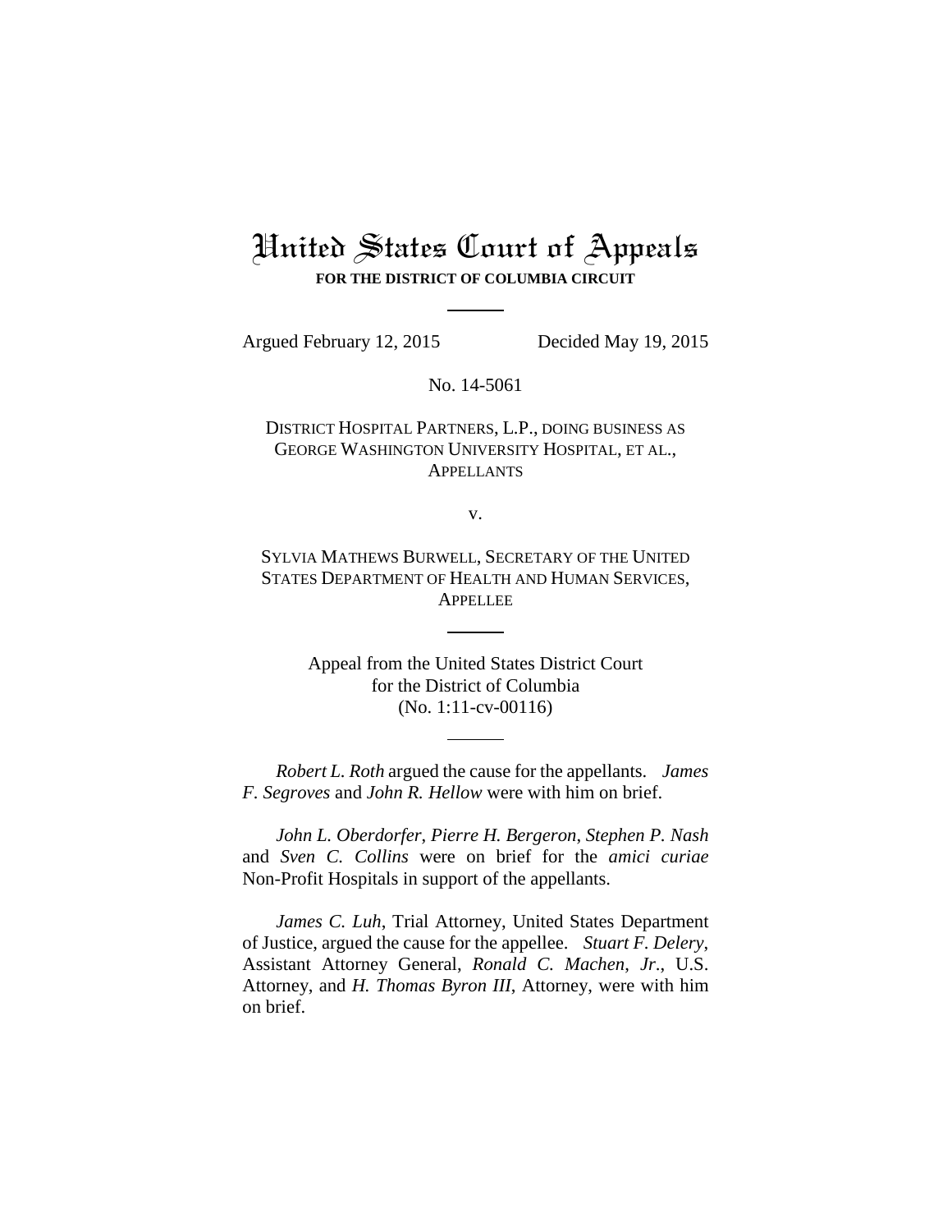# United States Court of Appeals

**FOR THE DISTRICT OF COLUMBIA CIRCUIT**

Argued February 12, 2015 Decided May 19, 2015

No. 14-5061

DISTRICT HOSPITAL PARTNERS, L.P., DOING BUSINESS AS GEORGE WASHINGTON UNIVERSITY HOSPITAL, ET AL., APPELLANTS

v.

SYLVIA MATHEWS BURWELL, SECRETARY OF THE UNITED STATES DEPARTMENT OF HEALTH AND HUMAN SERVICES, APPELLEE

Appeal from the United States District Court for the District of Columbia (No. 1:11-cv-00116)

*Robert L. Roth* argued the cause for the appellants. *James F. Segroves* and *John R. Hellow* were with him on brief.

*John L. Oberdorfer*, *Pierre H. Bergeron*, *Stephen P. Nash* and *Sven C. Collins* were on brief for the *amici curiae* Non-Profit Hospitals in support of the appellants.

*James C. Luh*, Trial Attorney, United States Department of Justice, argued the cause for the appellee. *Stuart F. Delery*, Assistant Attorney General, *Ronald C. Machen, Jr.*, U.S. Attorney, and *H. Thomas Byron III*, Attorney, were with him on brief.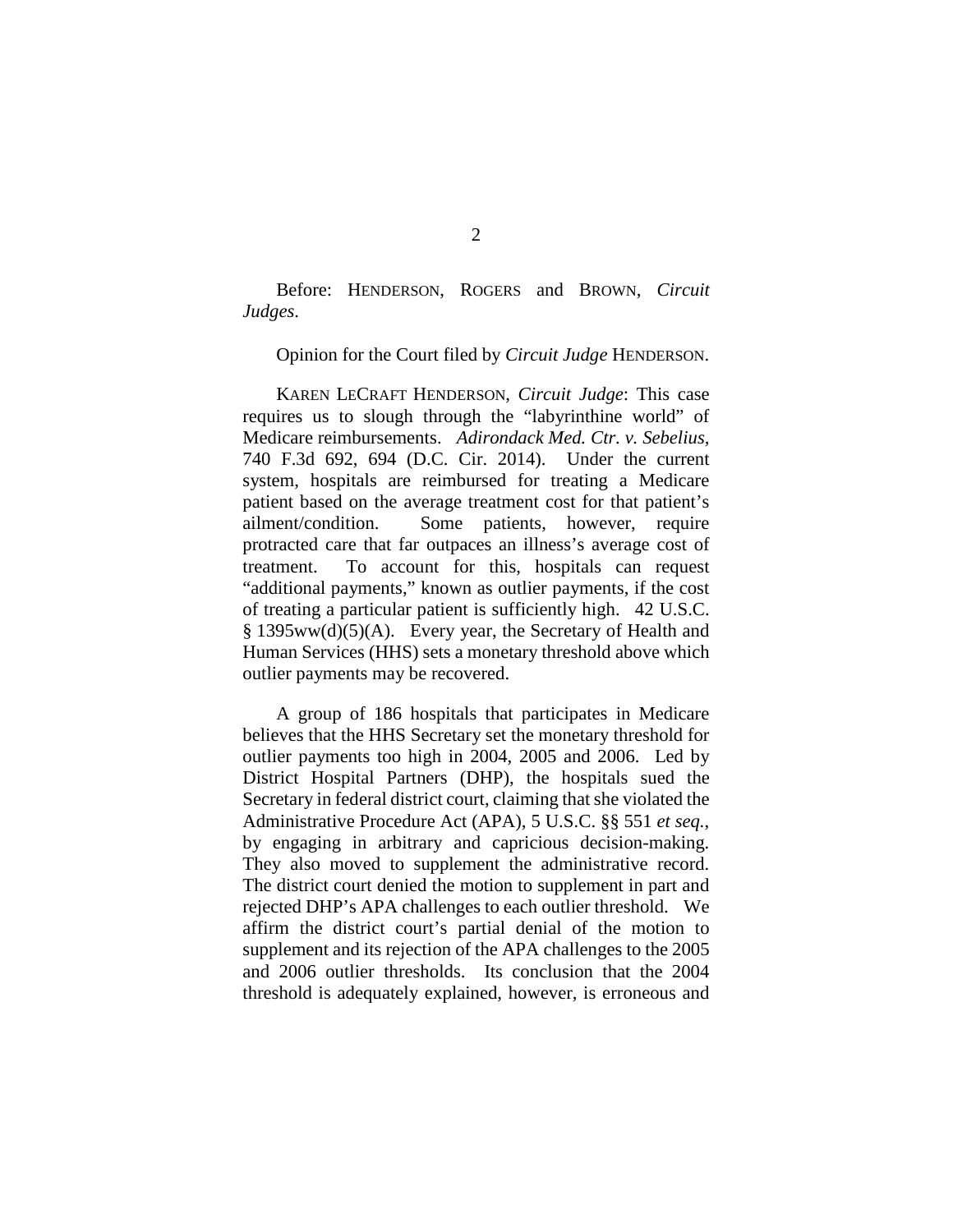Before: HENDERSON, ROGERS and BROWN, *Circuit Judges*.

Opinion for the Court filed by *Circuit Judge* HENDERSON.

KAREN LECRAFT HENDERSON, *Circuit Judge*: This case requires us to slough through the "labyrinthine world" of Medicare reimbursements. *Adirondack Med. Ctr. v. Sebelius*, 740 F.3d 692, 694 (D.C. Cir. 2014). Under the current system, hospitals are reimbursed for treating a Medicare patient based on the average treatment cost for that patient's ailment/condition. Some patients, however, require protracted care that far outpaces an illness's average cost of treatment. To account for this, hospitals can request "additional payments," known as outlier payments, if the cost of treating a particular patient is sufficiently high. 42 U.S.C. § 1395ww(d)(5)(A). Every year, the Secretary of Health and Human Services (HHS) sets a monetary threshold above which outlier payments may be recovered.

A group of 186 hospitals that participates in Medicare believes that the HHS Secretary set the monetary threshold for outlier payments too high in 2004, 2005 and 2006. Led by District Hospital Partners (DHP), the hospitals sued the Secretary in federal district court, claiming that she violated the Administrative Procedure Act (APA), 5 U.S.C. §§ 551 *et seq.*, by engaging in arbitrary and capricious decision-making. They also moved to supplement the administrative record. The district court denied the motion to supplement in part and rejected DHP's APA challenges to each outlier threshold. We affirm the district court's partial denial of the motion to supplement and its rejection of the APA challenges to the 2005 and 2006 outlier thresholds. Its conclusion that the 2004 threshold is adequately explained, however, is erroneous and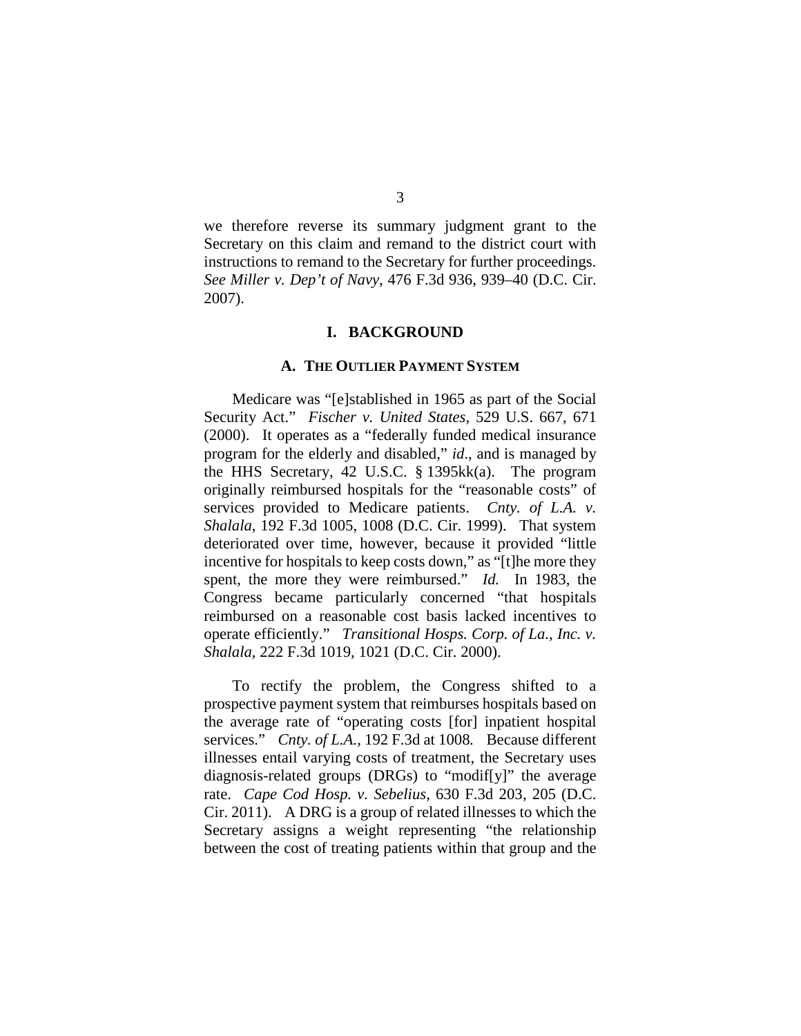we therefore reverse its summary judgment grant to the Secretary on this claim and remand to the district court with instructions to remand to the Secretary for further proceedings. *See Miller v. Dep't of Navy*, 476 F.3d 936, 939–40 (D.C. Cir. 2007).

## I. BACKGROUND

### A. THE OUTLIER PAYMENT SYSTEM

Medicare was "[e]stablished in 1965 as part of the Social Security Act." *Fischer v. United States*, 529 U.S. 667, 671 (2000). It operates as a "federally funded medical insurance program for the elderly and disabled," *id*., and is managed by the HHS Secretary, 42 U.S.C. § 1395kk(a). The program originally reimbursed hospitals for the "reasonable costs" of services provided to Medicare patients. *Cnty. of L.A. v. Shalala*, 192 F.3d 1005, 1008 (D.C. Cir. 1999). That system deteriorated over time, however, because it provided "little incentive for hospitals to keep costs down," as "[t]he more they spent, the more they were reimbursed." *Id.* In 1983, the Congress became particularly concerned "that hospitals reimbursed on a reasonable cost basis lacked incentives to operate efficiently." *Transitional Hosps. Corp. of La., Inc. v. Shalala*, 222 F.3d 1019, 1021 (D.C. Cir. 2000).

To rectify the problem, the Congress shifted to a prospective payment system that reimburses hospitals based on the average rate of "operating costs [for] inpatient hospital services." *Cnty. of L.A.*, 192 F.3d at 1008. Because different illnesses entail varying costs of treatment, the Secretary uses diagnosis-related groups (DRGs) to "modif[y]" the average rate. *Cape Cod Hosp. v. Sebelius*, 630 F.3d 203, 205 (D.C. Cir. 2011). A DRG is a group of related illnesses to which the Secretary assigns a weight representing "the relationship between the cost of treating patients within that group and the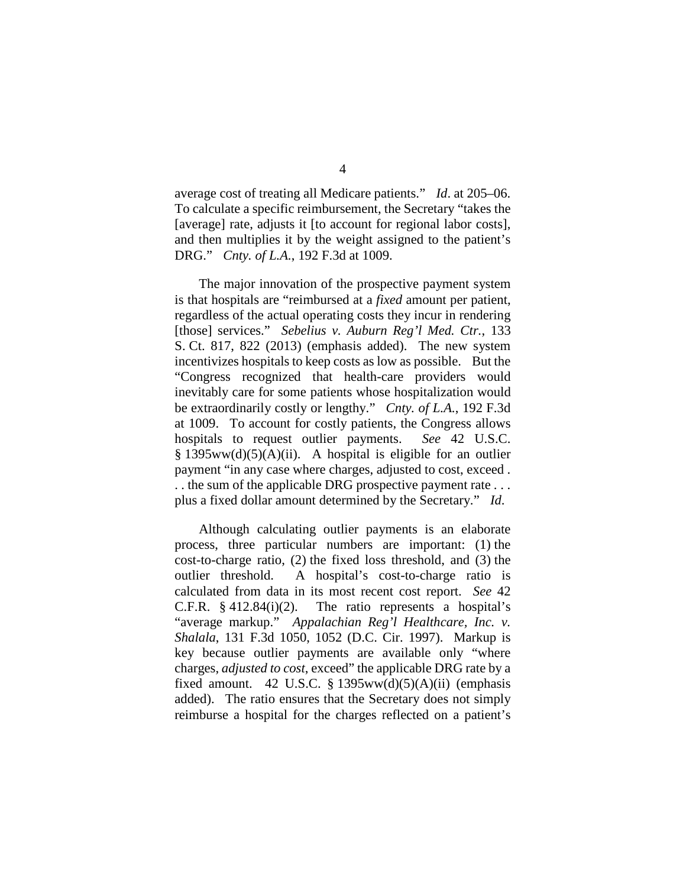average cost of treating all Medicare patients." *Id*. at 205–06. To calculate a specific reimbursement, the Secretary "takes the [average] rate, adjusts it [to account for regional labor costs], and then multiplies it by the weight assigned to the patient's DRG." *Cnty. of L.A.*, 192 F.3d at 1009.

The major innovation of the prospective payment system is that hospitals are "reimbursed at a *fixed* amount per patient, regardless of the actual operating costs they incur in rendering [those] services." *Sebelius v. Auburn Reg'l Med. Ctr.*, 133 S. Ct. 817, 822 (2013) (emphasis added). The new system incentivizes hospitals to keep costs as low as possible. But the "Congress recognized that health-care providers would inevitably care for some patients whose hospitalization would be extraordinarily costly or lengthy." *Cnty. of L.A.*, 192 F.3d at 1009. To account for costly patients, the Congress allows hospitals to request outlier payments. *See* 42 U.S.C. § 1395ww(d)(5)(A)(ii). A hospital is eligible for an outlier payment "in any case where charges, adjusted to cost, exceed . . . the sum of the applicable DRG prospective payment rate . . . plus a fixed dollar amount determined by the Secretary." *Id*.

Although calculating outlier payments is an elaborate process, three particular numbers are important: (1) the cost-to-charge ratio, (2) the fixed loss threshold, and (3) the outlier threshold. A hospital's cost-to-charge ratio is calculated from data in its most recent cost report. *See* 42 C.F.R. § 412.84(i)(2). The ratio represents a hospital's "average markup." *Appalachian Reg'l Healthcare, Inc. v. Shalala*, 131 F.3d 1050, 1052 (D.C. Cir. 1997). Markup is key because outlier payments are available only "where charges, *adjusted to cost*, exceed" the applicable DRG rate by a fixed amount. 42 U.S.C. § 1395ww(d)(5)(A)(ii) (emphasis added). The ratio ensures that the Secretary does not simply reimburse a hospital for the charges reflected on a patient's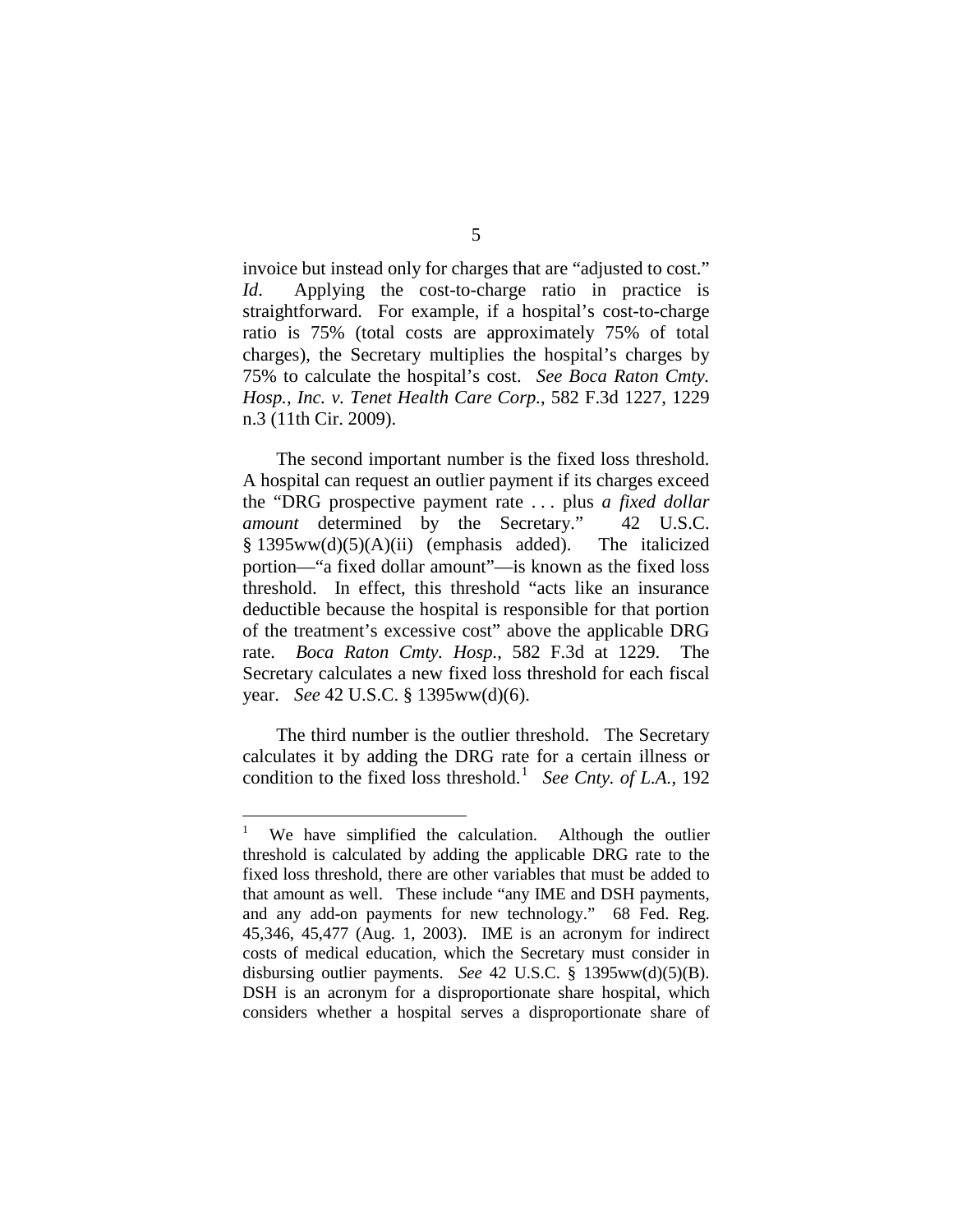invoice but instead only for charges that are "adjusted to cost." *Id*. Applying the cost-to-charge ratio in practice is straightforward. For example, if a hospital's cost-to-charge ratio is 75% (total costs are approximately 75% of total charges), the Secretary multiplies the hospital's charges by 75% to calculate the hospital's cost. *See Boca Raton Cmty. Hosp., Inc. v. Tenet Health Care Corp.*, 582 F.3d 1227, 1229 n.3 (11th Cir. 2009).

The second important number is the fixed loss threshold. A hospital can request an outlier payment if its charges exceed the "DRG prospective payment rate . . . plus *a fixed dollar amount* determined by the Secretary." 42 U.S.C. § 1395ww(d)(5)(A)(ii) (emphasis added). The italicized portion—"a fixed dollar amount"—is known as the fixed loss threshold. In effect, this threshold "acts like an insurance deductible because the hospital is responsible for that portion of the treatment's excessive cost" above the applicable DRG rate. *Boca Raton Cmty. Hosp.*, 582 F.3d at 1229. The Secretary calculates a new fixed loss threshold for each fiscal year. *See* 42 U.S.C. § 1395ww(d)(6).

The third number is the outlier threshold. The Secretary calculates it by adding the DRG rate for a certain illness or condition to the fixed loss threshold.[1] *See Cnty. of L.A.*, 192

[1] We have simplified the calculation. Although the outlier threshold is calculated by adding the applicable DRG rate to the fixed loss threshold, there are other variables that must be added to that amount as well. These include "any IME and DSH payments, and any add-on payments for new technology." 68 Fed. Reg. 45,346, 45,477 (Aug. 1, 2003). IME is an acronym for indirect costs of medical education, which the Secretary must consider in disbursing outlier payments. *See* 42 U.S.C. § 1395ww(d)(5)(B). DSH is an acronym for a disproportionate share hospital, which considers whether a hospital serves a disproportionate share of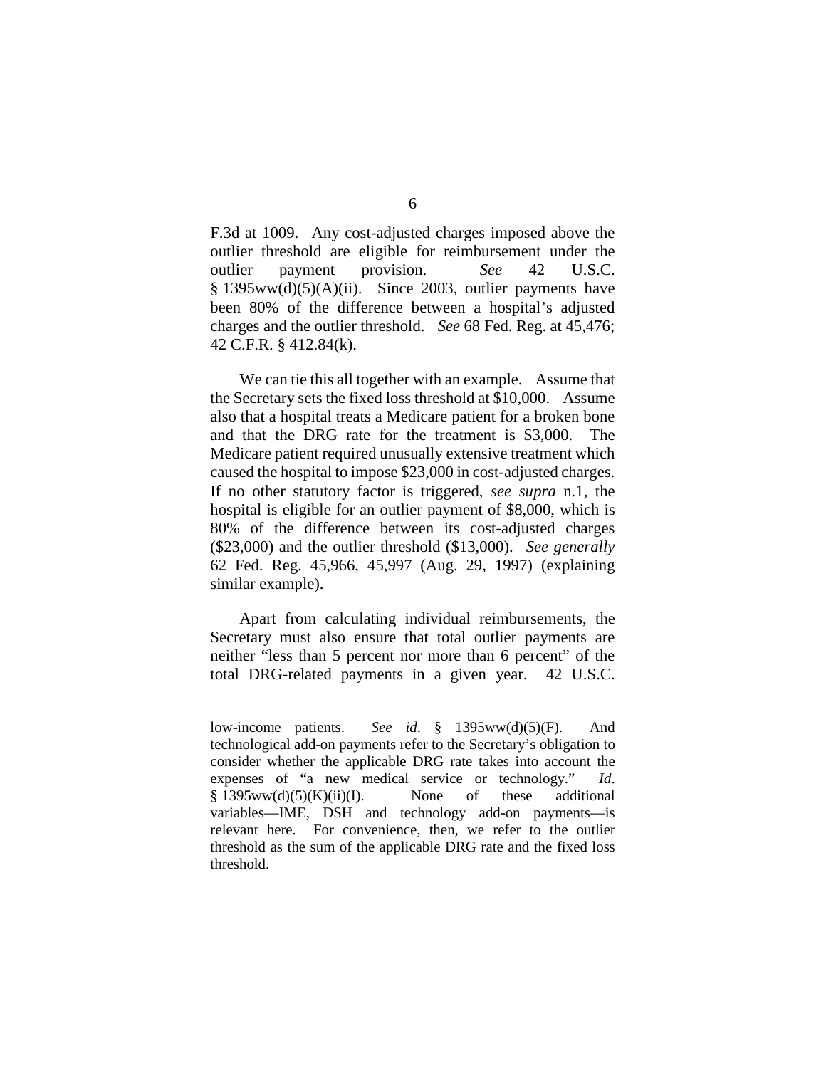F.3d at 1009. Any cost-adjusted charges imposed above the outlier threshold are eligible for reimbursement under the outlier payment provision. *See* 42 U.S.C. § 1395ww(d)(5)(A)(ii). Since 2003, outlier payments have been 80% of the difference between a hospital's adjusted charges and the outlier threshold. *See* 68 Fed. Reg. at 45,476; 42 C.F.R. § 412.84(k).

We can tie this all together with an example. Assume that the Secretary sets the fixed loss threshold at $10,000. Assume also that a hospital treats a Medicare patient for a broken bone and that the DRG rate for the treatment is $3,000. The Medicare patient required unusually extensive treatment which caused the hospital to impose $23,000 in cost-adjusted charges. If no other statutory factor is triggered, *see supra* n.1, the hospital is eligible for an outlier payment of $8,000, which is 80% of the difference between its cost-adjusted charges ($23,000) and the outlier threshold ($13,000). *See generally* 62 Fed. Reg. 45,966, 45,997 (Aug. 29, 1997) (explaining similar example).

Apart from calculating individual reimbursements, the Secretary must also ensure that total outlier payments are neither "less than 5 percent nor more than 6 percent" of the total DRG-related payments in a given year. 42 U.S.C.

---

low-income patients. *See id*. § 1395ww(d)(5)(F). And technological add-on payments refer to the Secretary's obligation to consider whether the applicable DRG rate takes into account the expenses of "a new medical service or technology." *Id*. § 1395ww(d)(5)(K)(ii)(I). None of these additional variables—IME, DSH and technology add-on payments—is relevant here. For convenience, then, we refer to the outlier threshold as the sum of the applicable DRG rate and the fixed loss threshold.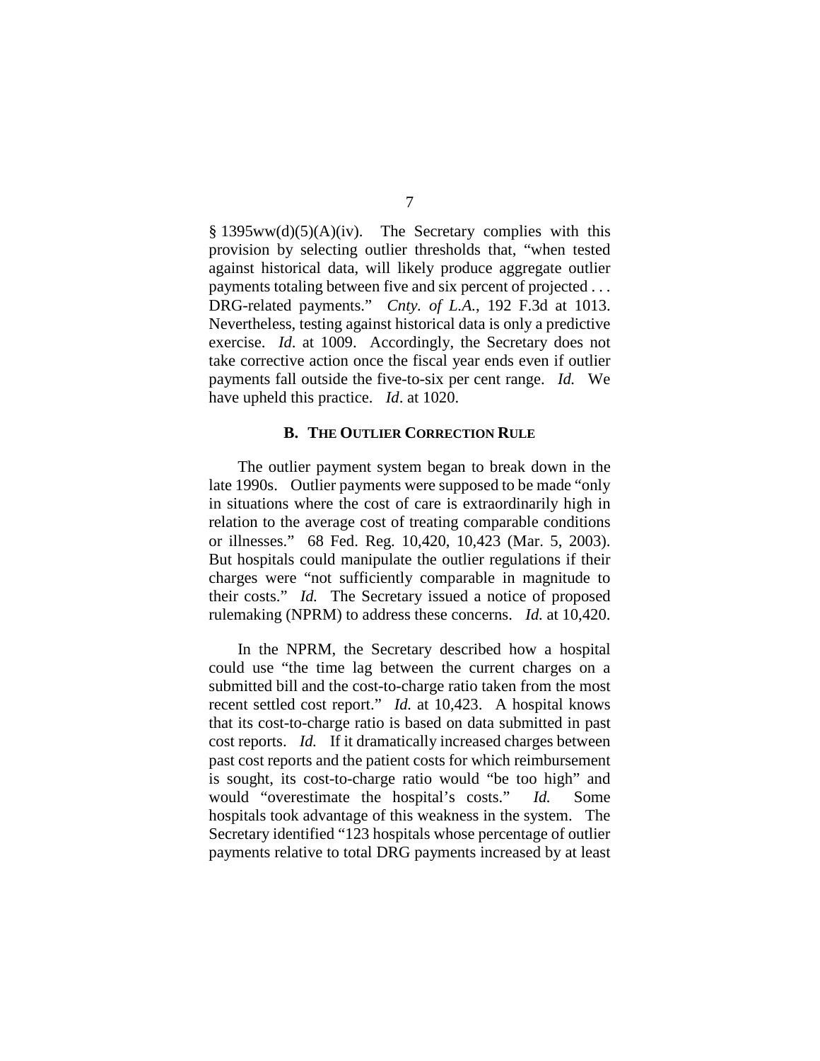§ 1395ww(d)(5)(A)(iv). The Secretary complies with this provision by selecting outlier thresholds that, "when tested against historical data, will likely produce aggregate outlier payments totaling between five and six percent of projected . . . DRG-related payments." *Cnty. of L.A.*, 192 F.3d at 1013. Nevertheless, testing against historical data is only a predictive exercise. *Id*. at 1009. Accordingly, the Secretary does not take corrective action once the fiscal year ends even if outlier payments fall outside the five-to-six per cent range. *Id.* We have upheld this practice. *Id*. at 1020.

### B. The Outlier Correction Rule

The outlier payment system began to break down in the late 1990s. Outlier payments were supposed to be made "only in situations where the cost of care is extraordinarily high in relation to the average cost of treating comparable conditions or illnesses." 68 Fed. Reg. 10,420, 10,423 (Mar. 5, 2003). But hospitals could manipulate the outlier regulations if their charges were "not sufficiently comparable in magnitude to their costs." *Id.* The Secretary issued a notice of proposed rulemaking (NPRM) to address these concerns. *Id.* at 10,420.

In the NPRM, the Secretary described how a hospital could use "the time lag between the current charges on a submitted bill and the cost-to-charge ratio taken from the most recent settled cost report." *Id.* at 10,423. A hospital knows that its cost-to-charge ratio is based on data submitted in past cost reports. *Id.* If it dramatically increased charges between past cost reports and the patient costs for which reimbursement is sought, its cost-to-charge ratio would "be too high" and would "overestimate the hospital's costs." *Id.* Some hospitals took advantage of this weakness in the system. The Secretary identified "123 hospitals whose percentage of outlier payments relative to total DRG payments increased by at least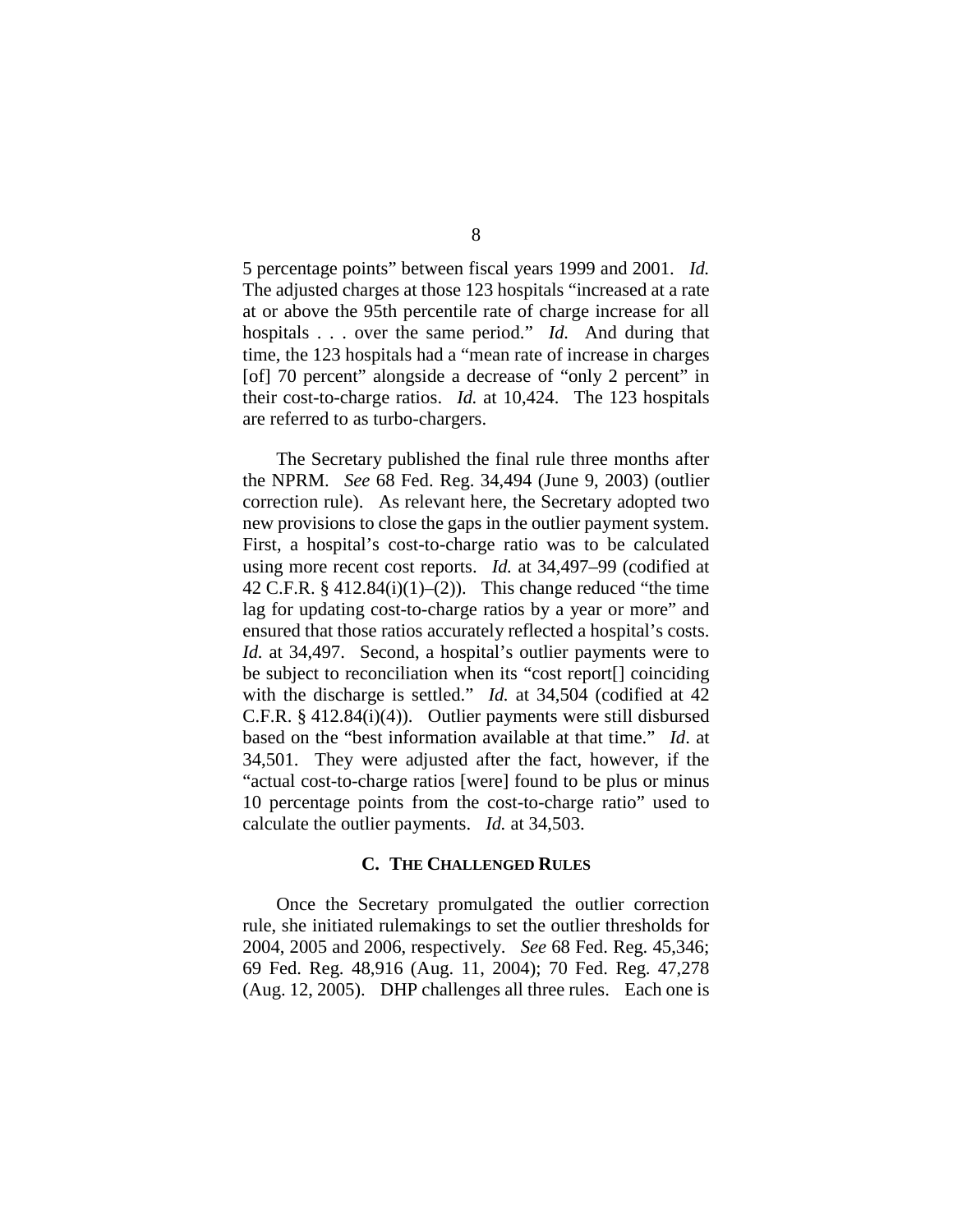5 percentage points" between fiscal years 1999 and 2001. *Id.* The adjusted charges at those 123 hospitals "increased at a rate at or above the 95th percentile rate of charge increase for all hospitals . . . over the same period." *Id.* And during that time, the 123 hospitals had a "mean rate of increase in charges [of] 70 percent" alongside a decrease of "only 2 percent" in their cost-to-charge ratios. *Id.* at 10,424. The 123 hospitals are referred to as turbo-chargers.

The Secretary published the final rule three months after the NPRM. *See* 68 Fed. Reg. 34,494 (June 9, 2003) (outlier correction rule). As relevant here, the Secretary adopted two new provisions to close the gaps in the outlier payment system. First, a hospital's cost-to-charge ratio was to be calculated using more recent cost reports. *Id.* at 34,497–99 (codified at 42 C.F.R. § 412.84(i)(1)–(2)). This change reduced "the time lag for updating cost-to-charge ratios by a year or more" and ensured that those ratios accurately reflected a hospital's costs. *Id.* at 34,497. Second, a hospital's outlier payments were to be subject to reconciliation when its "cost report[] coinciding with the discharge is settled." *Id.* at 34,504 (codified at 42 C.F.R. § 412.84(i)(4)). Outlier payments were still disbursed based on the "best information available at that time." *Id*. at 34,501. They were adjusted after the fact, however, if the "actual cost-to-charge ratios [were] found to be plus or minus 10 percentage points from the cost-to-charge ratio" used to calculate the outlier payments. *Id.* at 34,503.

### C. THE CHALLENGED RULES

Once the Secretary promulgated the outlier correction rule, she initiated rulemakings to set the outlier thresholds for 2004, 2005 and 2006, respectively. *See* 68 Fed. Reg. 45,346; 69 Fed. Reg. 48,916 (Aug. 11, 2004); 70 Fed. Reg. 47,278 (Aug. 12, 2005). DHP challenges all three rules. Each one is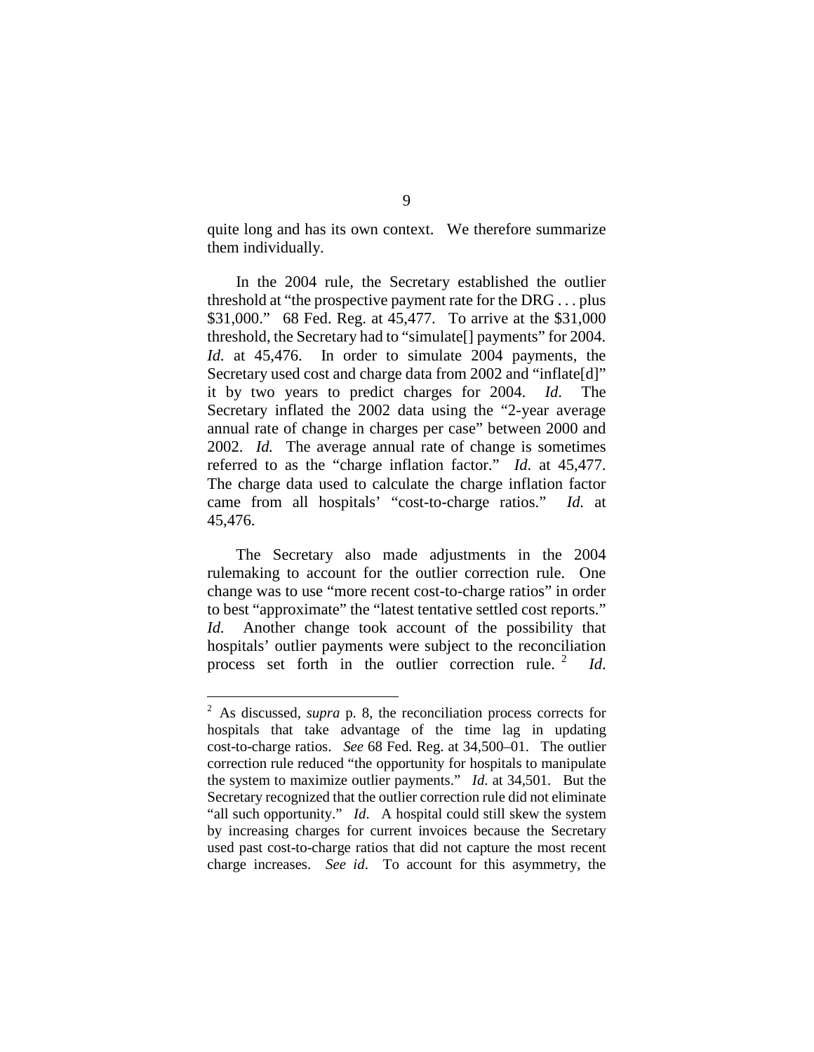quite long and has its own context. We therefore summarize them individually.

In the 2004 rule, the Secretary established the outlier threshold at "the prospective payment rate for the DRG . . . plus \$31,000." 68 Fed. Reg. at 45,477. To arrive at the \$31,000 threshold, the Secretary had to "simulate[] payments" for 2004. *Id.* at 45,476. In order to simulate 2004 payments, the Secretary used cost and charge data from 2002 and "inflate[d]" it by two years to predict charges for 2004. *Id.* The Secretary inflated the 2002 data using the "2-year average annual rate of change in charges per case" between 2000 and 2002. *Id.* The average annual rate of change is sometimes referred to as the "charge inflation factor." *Id.* at 45,477. The charge data used to calculate the charge inflation factor came from all hospitals' "cost-to-charge ratios." *Id.* at 45,476.

The Secretary also made adjustments in the 2004 rulemaking to account for the outlier correction rule. One change was to use "more recent cost-to-charge ratios" in order to best "approximate" the "latest tentative settled cost reports." *Id.* Another change took account of the possibility that hospitals' outlier payments were subject to the reconciliation process set forth in the outlier correction rule.[2] *Id.*

---

[2] As discussed, *supra* p. 8, the reconciliation process corrects for hospitals that take advantage of the time lag in updating cost-to-charge ratios. *See* 68 Fed. Reg. at 34,500–01. The outlier correction rule reduced "the opportunity for hospitals to manipulate the system to maximize outlier payments." *Id.* at 34,501. But the Secretary recognized that the outlier correction rule did not eliminate "all such opportunity." *Id*. A hospital could still skew the system by increasing charges for current invoices because the Secretary used past cost-to-charge ratios that did not capture the most recent charge increases. *See id*. To account for this asymmetry, the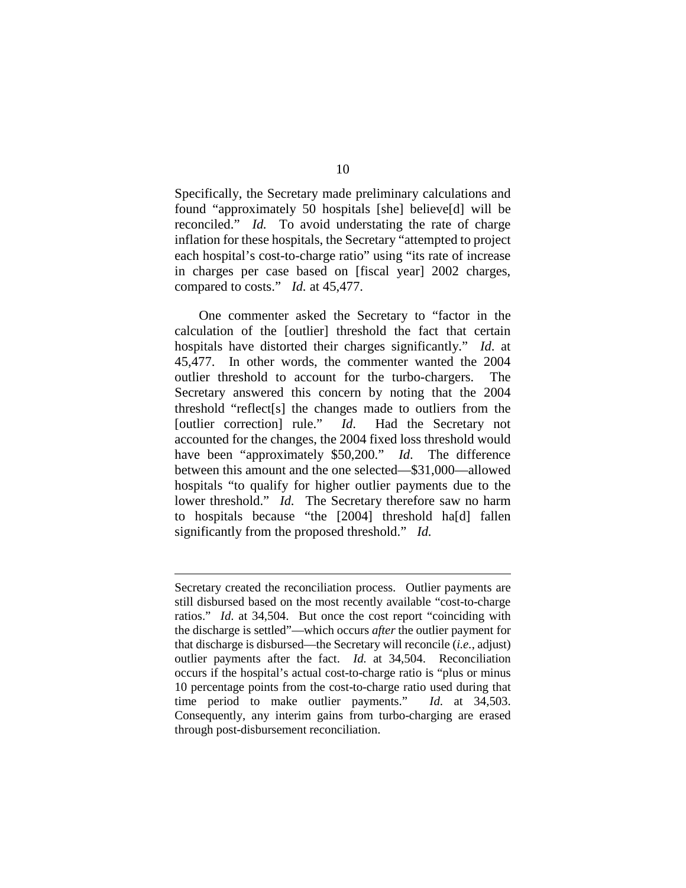Specifically, the Secretary made preliminary calculations and found "approximately 50 hospitals [she] believe[d] will be reconciled." *Id.* To avoid understating the rate of charge inflation for these hospitals, the Secretary "attempted to project each hospital's cost-to-charge ratio" using "its rate of increase in charges per case based on [fiscal year] 2002 charges, compared to costs." *Id.* at 45,477.

One commenter asked the Secretary to "factor in the calculation of the [outlier] threshold the fact that certain hospitals have distorted their charges significantly." *Id*. at 45,477. In other words, the commenter wanted the 2004 outlier threshold to account for the turbo-chargers. The Secretary answered this concern by noting that the 2004 threshold "reflect[s] the changes made to outliers from the [outlier correction] rule." *Id.* Had the Secretary not accounted for the changes, the 2004 fixed loss threshold would have been "approximately $50,200." *Id*. The difference between this amount and the one selected—$31,000—allowed hospitals "to qualify for higher outlier payments due to the lower threshold." *Id.* The Secretary therefore saw no harm to hospitals because "the [2004] threshold ha[d] fallen significantly from the proposed threshold." *Id.*

---

Secretary created the reconciliation process. Outlier payments are still disbursed based on the most recently available "cost-to-charge ratios." *Id*. at 34,504. But once the cost report "coinciding with the discharge is settled"—which occurs *after* the outlier payment for that discharge is disbursed—the Secretary will reconcile (*i.e.*, adjust) outlier payments after the fact. *Id.* at 34,504. Reconciliation occurs if the hospital's actual cost-to-charge ratio is "plus or minus 10 percentage points from the cost-to-charge ratio used during that time period to make outlier payments." *Id.* at 34,503. Consequently, any interim gains from turbo-charging are erased through post-disbursement reconciliation.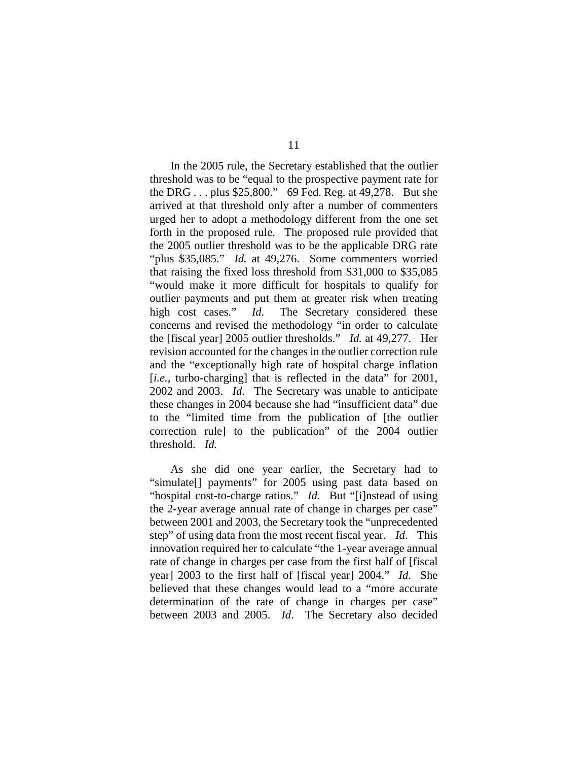In the 2005 rule, the Secretary established that the outlier threshold was to be "equal to the prospective payment rate for the DRG . . . plus $25,800." 69 Fed. Reg. at 49,278. But she arrived at that threshold only after a number of commenters urged her to adopt a methodology different from the one set forth in the proposed rule. The proposed rule provided that the 2005 outlier threshold was to be the applicable DRG rate "plus $35,085." *Id.* at 49,276. Some commenters worried that raising the fixed loss threshold from $31,000 to $35,085 "would make it more difficult for hospitals to qualify for outlier payments and put them at greater risk when treating high cost cases." *Id.* The Secretary considered these concerns and revised the methodology "in order to calculate the [fiscal year] 2005 outlier thresholds." *Id.* at 49,277. Her revision accounted for the changes in the outlier correction rule and the "exceptionally high rate of hospital charge inflation [*i.e.*, turbo-charging] that is reflected in the data" for 2001, 2002 and 2003. *Id*. The Secretary was unable to anticipate these changes in 2004 because she had "insufficient data" due to the "limited time from the publication of [the outlier correction rule] to the publication" of the 2004 outlier threshold. *Id.*

As she did one year earlier, the Secretary had to "simulate[] payments" for 2005 using past data based on "hospital cost-to-charge ratios." *Id*. But "[i]nstead of using the 2-year average annual rate of change in charges per case" between 2001 and 2003, the Secretary took the "unprecedented step" of using data from the most recent fiscal year. *Id*. This innovation required her to calculate "the 1-year average annual rate of change in charges per case from the first half of [fiscal year] 2003 to the first half of [fiscal year] 2004." *Id*. She believed that these changes would lead to a "more accurate determination of the rate of change in charges per case" between 2003 and 2005. *Id*. The Secretary also decided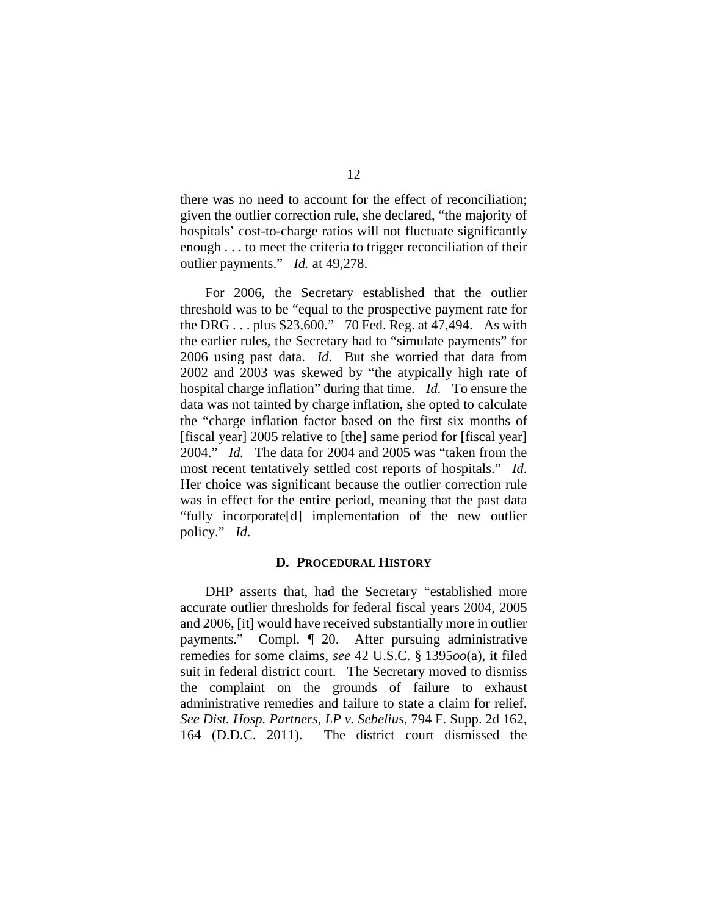there was no need to account for the effect of reconciliation; given the outlier correction rule, she declared, "the majority of hospitals' cost-to-charge ratios will not fluctuate significantly enough . . . to meet the criteria to trigger reconciliation of their outlier payments." *Id.* at 49,278.

For 2006, the Secretary established that the outlier threshold was to be "equal to the prospective payment rate for the DRG . . . plus $23,600." 70 Fed. Reg. at 47,494. As with the earlier rules, the Secretary had to "simulate payments" for 2006 using past data. *Id.* But she worried that data from 2002 and 2003 was skewed by "the atypically high rate of hospital charge inflation" during that time. *Id.* To ensure the data was not tainted by charge inflation, she opted to calculate the "charge inflation factor based on the first six months of [fiscal year] 2005 relative to [the] same period for [fiscal year] 2004." *Id.* The data for 2004 and 2005 was "taken from the most recent tentatively settled cost reports of hospitals." *Id.* Her choice was significant because the outlier correction rule was in effect for the entire period, meaning that the past data "fully incorporate[d] implementation of the new outlier policy." *Id.*

### D. Procedural History

DHP asserts that, had the Secretary "established more accurate outlier thresholds for federal fiscal years 2004, 2005 and 2006, [it] would have received substantially more in outlier payments." Compl. ¶ 20. After pursuing administrative remedies for some claims, *see* 42 U.S.C. § 1395*oo*(a), it filed suit in federal district court. The Secretary moved to dismiss the complaint on the grounds of failure to exhaust administrative remedies and failure to state a claim for relief. *See Dist. Hosp. Partners, LP v. Sebelius*, 794 F. Supp. 2d 162, 164 (D.D.C. 2011). The district court dismissed the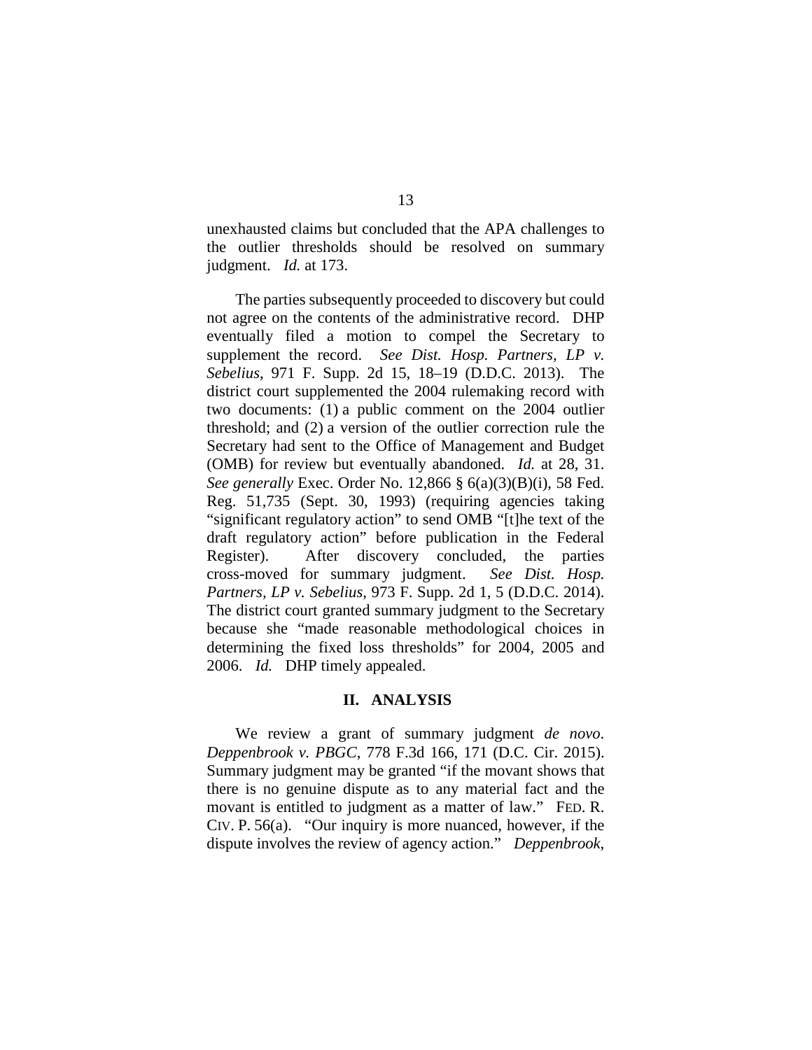unexhausted claims but concluded that the APA challenges to the outlier thresholds should be resolved on summary judgment. *Id.* at 173.

The parties subsequently proceeded to discovery but could not agree on the contents of the administrative record. DHP eventually filed a motion to compel the Secretary to supplement the record. *See Dist. Hosp. Partners, LP v. Sebelius*, 971 F. Supp. 2d 15, 18–19 (D.D.C. 2013). The district court supplemented the 2004 rulemaking record with two documents: (1) a public comment on the 2004 outlier threshold; and (2) a version of the outlier correction rule the Secretary had sent to the Office of Management and Budget (OMB) for review but eventually abandoned. *Id.* at 28, 31. *See generally* Exec. Order No. 12,866 § 6(a)(3)(B)(i), 58 Fed. Reg. 51,735 (Sept. 30, 1993) (requiring agencies taking "significant regulatory action" to send OMB "[t]he text of the draft regulatory action" before publication in the Federal Register). After discovery concluded, the parties cross-moved for summary judgment. *See Dist. Hosp. Partners, LP v. Sebelius*, 973 F. Supp. 2d 1, 5 (D.D.C. 2014). The district court granted summary judgment to the Secretary because she "made reasonable methodological choices in determining the fixed loss thresholds" for 2004, 2005 and 2006. *Id.* DHP timely appealed.

## II. ANALYSIS

We review a grant of summary judgment *de novo*. *Deppenbrook v. PBGC*, 778 F.3d 166, 171 (D.C. Cir. 2015). Summary judgment may be granted "if the movant shows that there is no genuine dispute as to any material fact and the movant is entitled to judgment as a matter of law." FED. R. CIV. P. 56(a). "Our inquiry is more nuanced, however, if the dispute involves the review of agency action." *Deppenbrook*,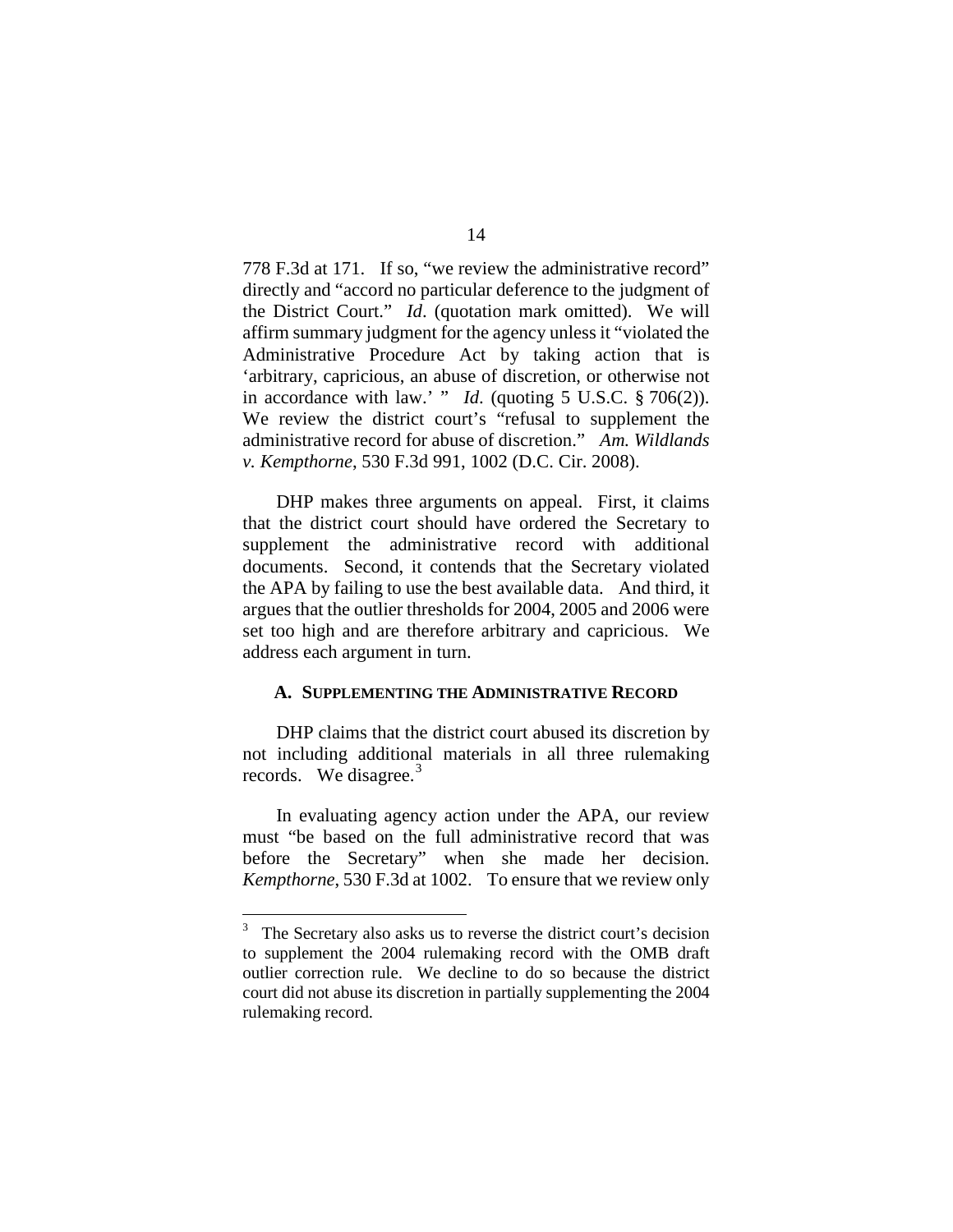778 F.3d at 171. If so, "we review the administrative record" directly and "accord no particular deference to the judgment of the District Court." *Id*. (quotation mark omitted). We will affirm summary judgment for the agency unless it "violated the Administrative Procedure Act by taking action that is 'arbitrary, capricious, an abuse of discretion, or otherwise not in accordance with law.' " *Id*. (quoting 5 U.S.C. § 706(2)). We review the district court's "refusal to supplement the administrative record for abuse of discretion." *Am. Wildlands v. Kempthorne*, 530 F.3d 991, 1002 (D.C. Cir. 2008).

DHP makes three arguments on appeal. First, it claims that the district court should have ordered the Secretary to supplement the administrative record with additional documents. Second, it contends that the Secretary violated the APA by failing to use the best available data. And third, it argues that the outlier thresholds for 2004, 2005 and 2006 were set too high and are therefore arbitrary and capricious. We address each argument in turn.

### A. SUPPLEMENTING THE ADMINISTRATIVE RECORD

DHP claims that the district court abused its discretion by not including additional materials in all three rulemaking records. We disagree.[3]

In evaluating agency action under the APA, our review must "be based on the full administrative record that was before the Secretary" when she made her decision. *Kempthorne*, 530 F.3d at 1002. To ensure that we review only

---

[3] The Secretary also asks us to reverse the district court's decision to supplement the 2004 rulemaking record with the OMB draft outlier correction rule. We decline to do so because the district court did not abuse its discretion in partially supplementing the 2004 rulemaking record.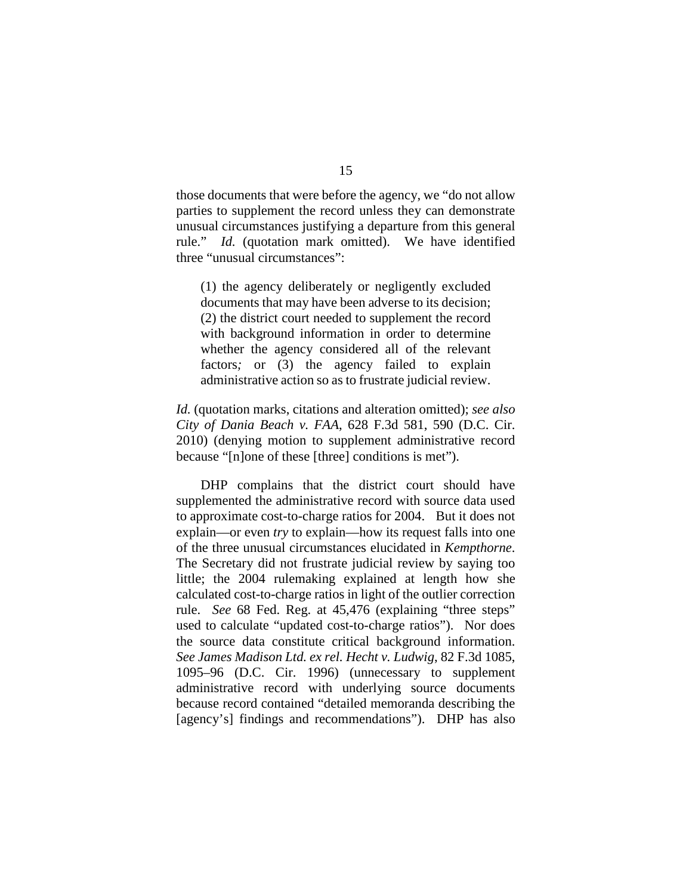those documents that were before the agency, we "do not allow parties to supplement the record unless they can demonstrate unusual circumstances justifying a departure from this general rule." *Id.* (quotation mark omitted). We have identified three "unusual circumstances":

> (1) the agency deliberately or negligently excluded documents that may have been adverse to its decision; (2) the district court needed to supplement the record with background information in order to determine whether the agency considered all of the relevant factors*;* or (3) the agency failed to explain administrative action so as to frustrate judicial review.

*Id.* (quotation marks, citations and alteration omitted); *see also City of Dania Beach v. FAA*, 628 F.3d 581, 590 (D.C. Cir. 2010) (denying motion to supplement administrative record because "[n]one of these [three] conditions is met").

DHP complains that the district court should have supplemented the administrative record with source data used to approximate cost-to-charge ratios for 2004. But it does not explain—or even *try* to explain—how its request falls into one of the three unusual circumstances elucidated in *Kempthorne*. The Secretary did not frustrate judicial review by saying too little; the 2004 rulemaking explained at length how she calculated cost-to-charge ratios in light of the outlier correction rule. *See* 68 Fed. Reg. at 45,476 (explaining "three steps" used to calculate "updated cost-to-charge ratios"). Nor does the source data constitute critical background information. *See James Madison Ltd. ex rel. Hecht v. Ludwig*, 82 F.3d 1085, 1095–96 (D.C. Cir. 1996) (unnecessary to supplement administrative record with underlying source documents because record contained "detailed memoranda describing the [agency's] findings and recommendations"). DHP has also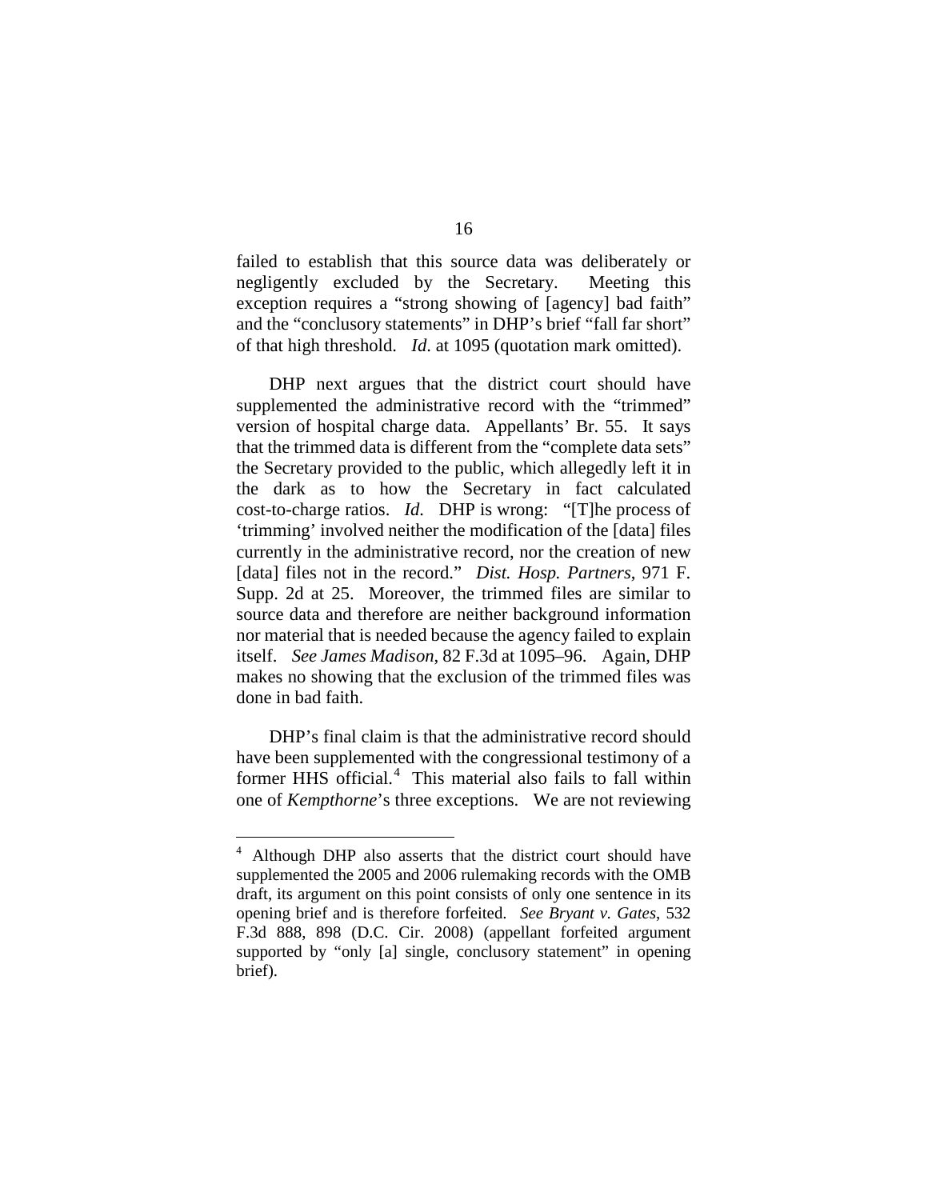failed to establish that this source data was deliberately or negligently excluded by the Secretary. Meeting this exception requires a "strong showing of [agency] bad faith" and the "conclusory statements" in DHP's brief "fall far short" of that high threshold. *Id.* at 1095 (quotation mark omitted).

DHP next argues that the district court should have supplemented the administrative record with the "trimmed" version of hospital charge data. Appellants' Br. 55. It says that the trimmed data is different from the "complete data sets" the Secretary provided to the public, which allegedly left it in the dark as to how the Secretary in fact calculated cost-to-charge ratios. *Id.* DHP is wrong: "[T]he process of 'trimming' involved neither the modification of the [data] files currently in the administrative record, nor the creation of new [data] files not in the record." *Dist. Hosp. Partners*, 971 F. Supp. 2d at 25. Moreover, the trimmed files are similar to source data and therefore are neither background information nor material that is needed because the agency failed to explain itself. *See James Madison*, 82 F.3d at 1095–96. Again, DHP makes no showing that the exclusion of the trimmed files was done in bad faith.

DHP's final claim is that the administrative record should have been supplemented with the congressional testimony of a former HHS official.[4] This material also fails to fall within one of *Kempthorne*'s three exceptions. We are not reviewing

[4] Although DHP also asserts that the district court should have supplemented the 2005 and 2006 rulemaking records with the OMB draft, its argument on this point consists of only one sentence in its opening brief and is therefore forfeited. *See Bryant v. Gates*, 532 F.3d 888, 898 (D.C. Cir. 2008) (appellant forfeited argument supported by "only [a] single, conclusory statement" in opening brief).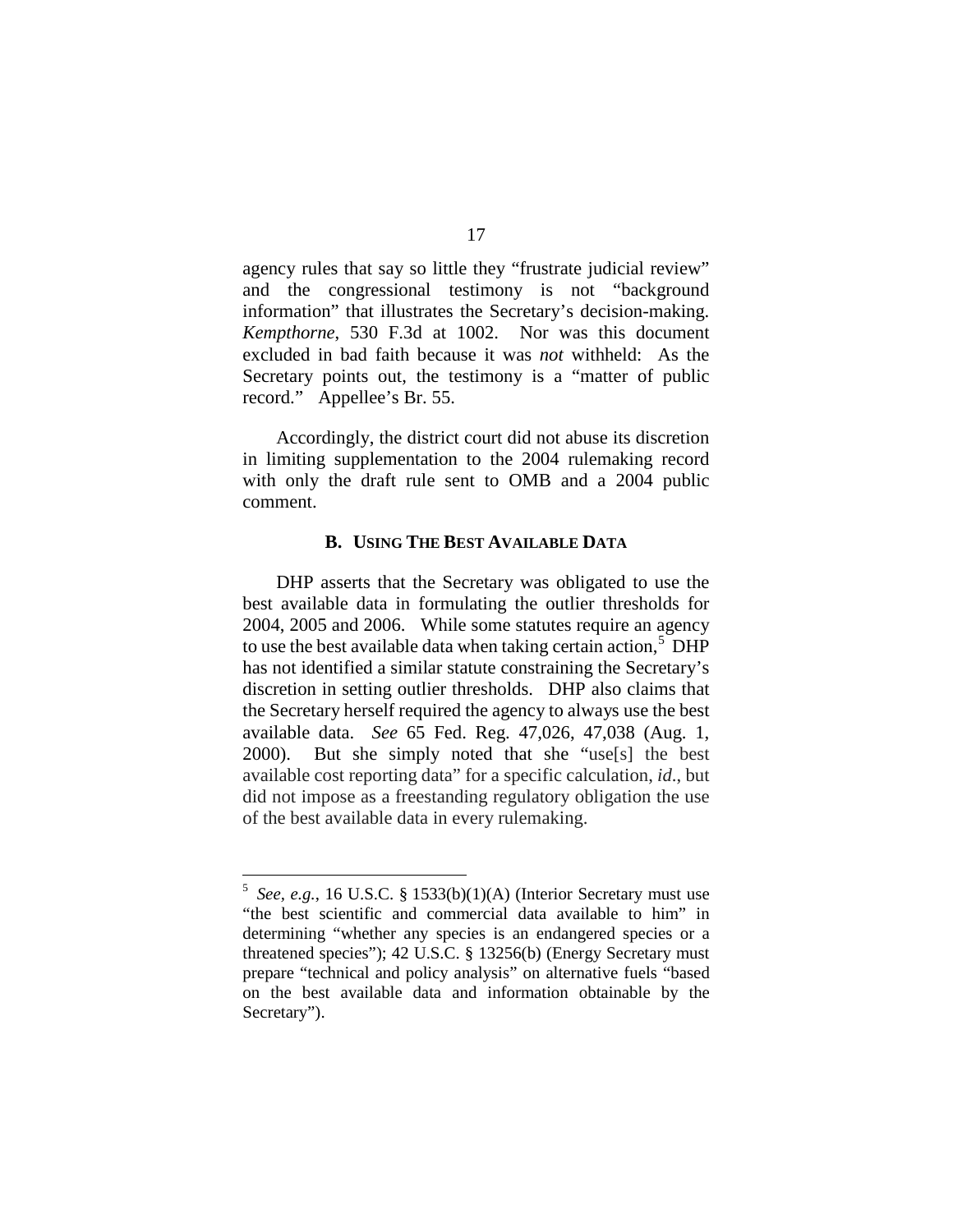agency rules that say so little they "frustrate judicial review" and the congressional testimony is not "background information" that illustrates the Secretary's decision-making. *Kempthorne*, 530 F.3d at 1002. Nor was this document excluded in bad faith because it was *not* withheld: As the Secretary points out, the testimony is a "matter of public record." Appellee's Br. 55.

Accordingly, the district court did not abuse its discretion in limiting supplementation to the 2004 rulemaking record with only the draft rule sent to OMB and a 2004 public comment.

### B. USING THE BEST AVAILABLE DATA

DHP asserts that the Secretary was obligated to use the best available data in formulating the outlier thresholds for 2004, 2005 and 2006. While some statutes require an agency to use the best available data when taking certain action,[5] DHP has not identified a similar statute constraining the Secretary's discretion in setting outlier thresholds. DHP also claims that the Secretary herself required the agency to always use the best available data. *See* 65 Fed. Reg. 47,026, 47,038 (Aug. 1, 2000). But she simply noted that she "use[s] the best available cost reporting data" for a specific calculation, *id*., but did not impose as a freestanding regulatory obligation the use of the best available data in every rulemaking.

---

[5] *See, e.g.*, 16 U.S.C. § 1533(b)(1)(A) (Interior Secretary must use "the best scientific and commercial data available to him" in determining "whether any species is an endangered species or a threatened species"); 42 U.S.C. § 13256(b) (Energy Secretary must prepare "technical and policy analysis" on alternative fuels "based on the best available data and information obtainable by the Secretary").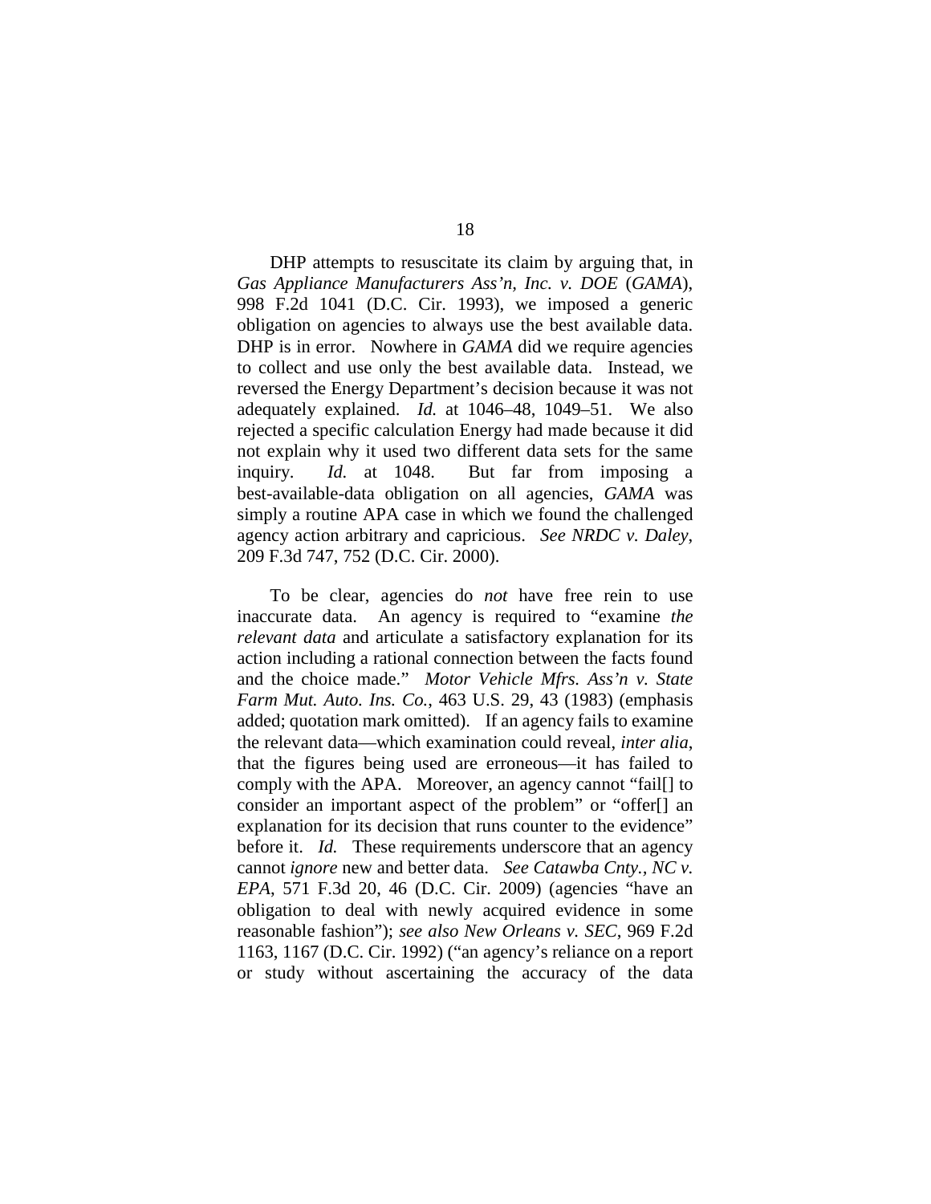DHP attempts to resuscitate its claim by arguing that, in *Gas Appliance Manufacturers Ass'n, Inc. v. DOE* (*GAMA*), 998 F.2d 1041 (D.C. Cir. 1993), we imposed a generic obligation on agencies to always use the best available data. DHP is in error. Nowhere in *GAMA* did we require agencies to collect and use only the best available data. Instead, we reversed the Energy Department's decision because it was not adequately explained. *Id.* at 1046–48, 1049–51. We also rejected a specific calculation Energy had made because it did not explain why it used two different data sets for the same inquiry. *Id.* at 1048. But far from imposing a best-available-data obligation on all agencies, *GAMA* was simply a routine APA case in which we found the challenged agency action arbitrary and capricious. *See NRDC v. Daley*, 209 F.3d 747, 752 (D.C. Cir. 2000).

To be clear, agencies do *not* have free rein to use inaccurate data. An agency is required to "examine *the relevant data* and articulate a satisfactory explanation for its action including a rational connection between the facts found and the choice made." *Motor Vehicle Mfrs. Ass'n v. State Farm Mut. Auto. Ins. Co.*, 463 U.S. 29, 43 (1983) (emphasis added; quotation mark omitted). If an agency fails to examine the relevant data—which examination could reveal, *inter alia*, that the figures being used are erroneous—it has failed to comply with the APA. Moreover, an agency cannot "fail[] to consider an important aspect of the problem" or "offer[] an explanation for its decision that runs counter to the evidence" before it. *Id.* These requirements underscore that an agency cannot *ignore* new and better data. *See Catawba Cnty., NC v. EPA*, 571 F.3d 20, 46 (D.C. Cir. 2009) (agencies "have an obligation to deal with newly acquired evidence in some reasonable fashion"); *see also New Orleans v. SEC*, 969 F.2d 1163, 1167 (D.C. Cir. 1992) ("an agency's reliance on a report or study without ascertaining the accuracy of the data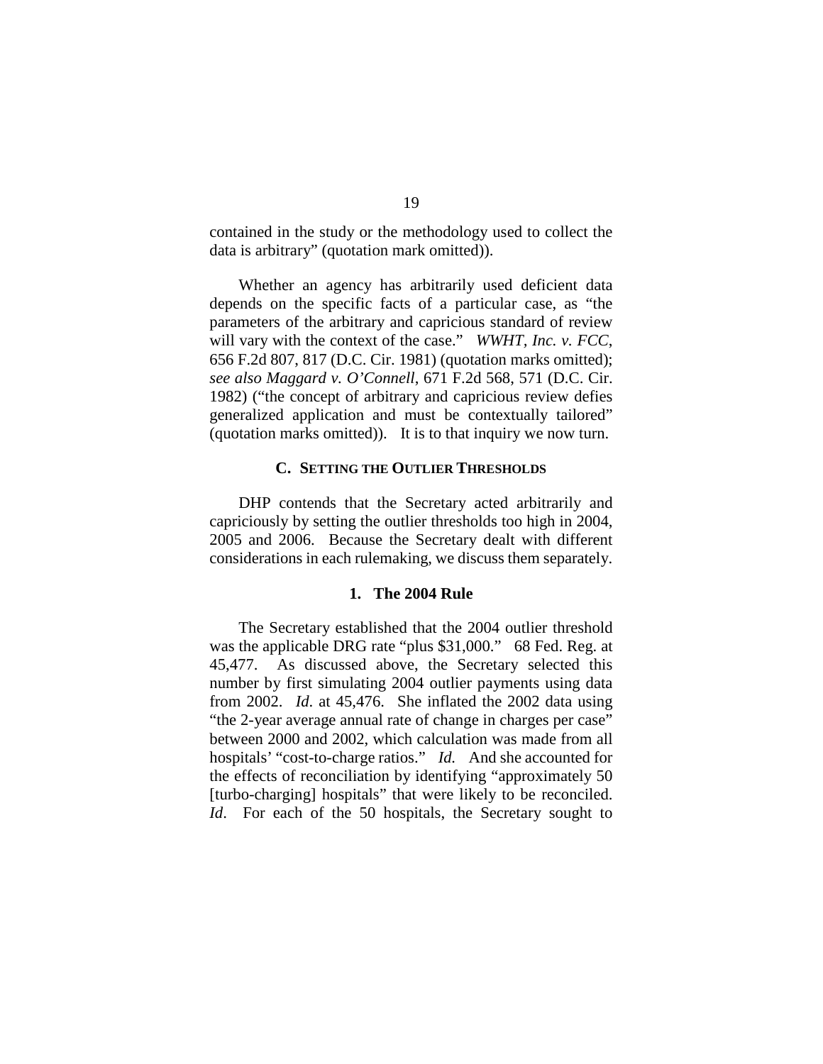contained in the study or the methodology used to collect the data is arbitrary" (quotation mark omitted)).

Whether an agency has arbitrarily used deficient data depends on the specific facts of a particular case, as "the parameters of the arbitrary and capricious standard of review will vary with the context of the case." *WWHT, Inc. v. FCC*, 656 F.2d 807, 817 (D.C. Cir. 1981) (quotation marks omitted); *see also Maggard v. O'Connell*, 671 F.2d 568, 571 (D.C. Cir. 1982) ("the concept of arbitrary and capricious review defies generalized application and must be contextually tailored" (quotation marks omitted)). It is to that inquiry we now turn.

### C. SETTING THE OUTLIER THRESHOLDS

DHP contends that the Secretary acted arbitrarily and capriciously by setting the outlier thresholds too high in 2004, 2005 and 2006. Because the Secretary dealt with different considerations in each rulemaking, we discuss them separately.

#### 1. The 2004 Rule

The Secretary established that the 2004 outlier threshold was the applicable DRG rate "plus $31,000." 68 Fed. Reg. at 45,477. As discussed above, the Secretary selected this number by first simulating 2004 outlier payments using data from 2002. *Id.* at 45,476. She inflated the 2002 data using "the 2-year average annual rate of change in charges per case" between 2000 and 2002, which calculation was made from all hospitals' "cost-to-charge ratios." *Id.* And she accounted for the effects of reconciliation by identifying "approximately 50 [turbo-charging] hospitals" that were likely to be reconciled. *Id*. For each of the 50 hospitals, the Secretary sought to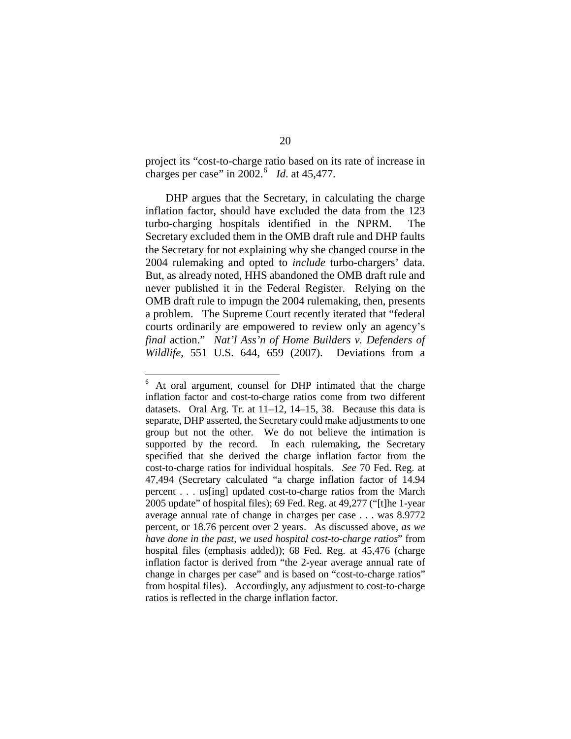project its "cost-to-charge ratio based on its rate of increase in charges per case" in 2002.[6] *Id.* at 45,477.

DHP argues that the Secretary, in calculating the charge inflation factor, should have excluded the data from the 123 turbo-charging hospitals identified in the NPRM. The Secretary excluded them in the OMB draft rule and DHP faults the Secretary for not explaining why she changed course in the 2004 rulemaking and opted to *include* turbo-chargers' data. But, as already noted, HHS abandoned the OMB draft rule and never published it in the Federal Register. Relying on the OMB draft rule to impugn the 2004 rulemaking, then, presents a problem. The Supreme Court recently iterated that "federal courts ordinarily are empowered to review only an agency's *final* action." *Nat'l Ass'n of Home Builders v. Defenders of Wildlife*, 551 U.S. 644, 659 (2007). Deviations from a

---

[6] At oral argument, counsel for DHP intimated that the charge inflation factor and cost-to-charge ratios come from two different datasets. Oral Arg. Tr. at 11–12, 14–15, 38. Because this data is separate, DHP asserted, the Secretary could make adjustments to one group but not the other. We do not believe the intimation is supported by the record. In each rulemaking, the Secretary specified that she derived the charge inflation factor from the cost-to-charge ratios for individual hospitals. *See* 70 Fed. Reg. at 47,494 (Secretary calculated "a charge inflation factor of 14.94 percent . . . us[ing] updated cost-to-charge ratios from the March 2005 update" of hospital files); 69 Fed. Reg. at 49,277 ("[t]he 1-year average annual rate of change in charges per case . . . was 8.9772 percent, or 18.76 percent over 2 years. As discussed above, *as we have done in the past, we used hospital cost-to-charge ratios*" from hospital files (emphasis added)); 68 Fed. Reg. at 45,476 (charge inflation factor is derived from "the 2-year average annual rate of change in charges per case" and is based on "cost-to-charge ratios" from hospital files). Accordingly, any adjustment to cost-to-charge ratios is reflected in the charge inflation factor.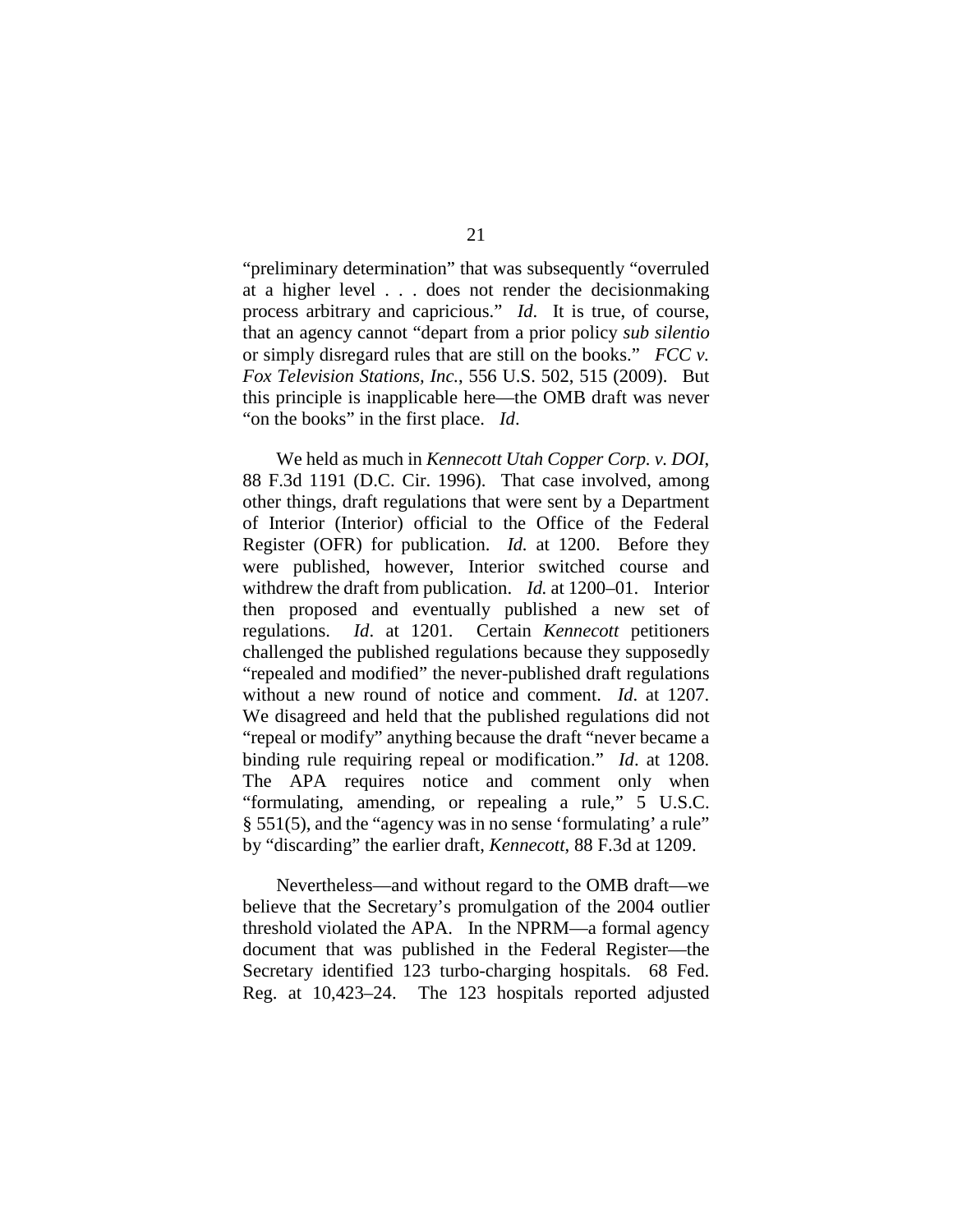"preliminary determination" that was subsequently "overruled at a higher level . . . does not render the decisionmaking process arbitrary and capricious." *Id*. It is true, of course, that an agency cannot "depart from a prior policy *sub silentio* or simply disregard rules that are still on the books." *FCC v. Fox Television Stations, Inc.*, 556 U.S. 502, 515 (2009). But this principle is inapplicable here—the OMB draft was never "on the books" in the first place. *Id*.

We held as much in *Kennecott Utah Copper Corp. v. DOI*, 88 F.3d 1191 (D.C. Cir. 1996). That case involved, among other things, draft regulations that were sent by a Department of Interior (Interior) official to the Office of the Federal Register (OFR) for publication. *Id.* at 1200. Before they were published, however, Interior switched course and withdrew the draft from publication. *Id.* at 1200–01. Interior then proposed and eventually published a new set of regulations. *Id*. at 1201. Certain *Kennecott* petitioners challenged the published regulations because they supposedly "repealed and modified" the never-published draft regulations without a new round of notice and comment. *Id.* at 1207. We disagreed and held that the published regulations did not "repeal or modify" anything because the draft "never became a binding rule requiring repeal or modification." *Id*. at 1208. The APA requires notice and comment only when "formulating, amending, or repealing a rule," 5 U.S.C. § 551(5), and the "agency was in no sense 'formulating' a rule" by "discarding" the earlier draft, *Kennecott*, 88 F.3d at 1209.

Nevertheless—and without regard to the OMB draft—we believe that the Secretary's promulgation of the 2004 outlier threshold violated the APA. In the NPRM—a formal agency document that was published in the Federal Register—the Secretary identified 123 turbo-charging hospitals. 68 Fed. Reg. at 10,423–24. The 123 hospitals reported adjusted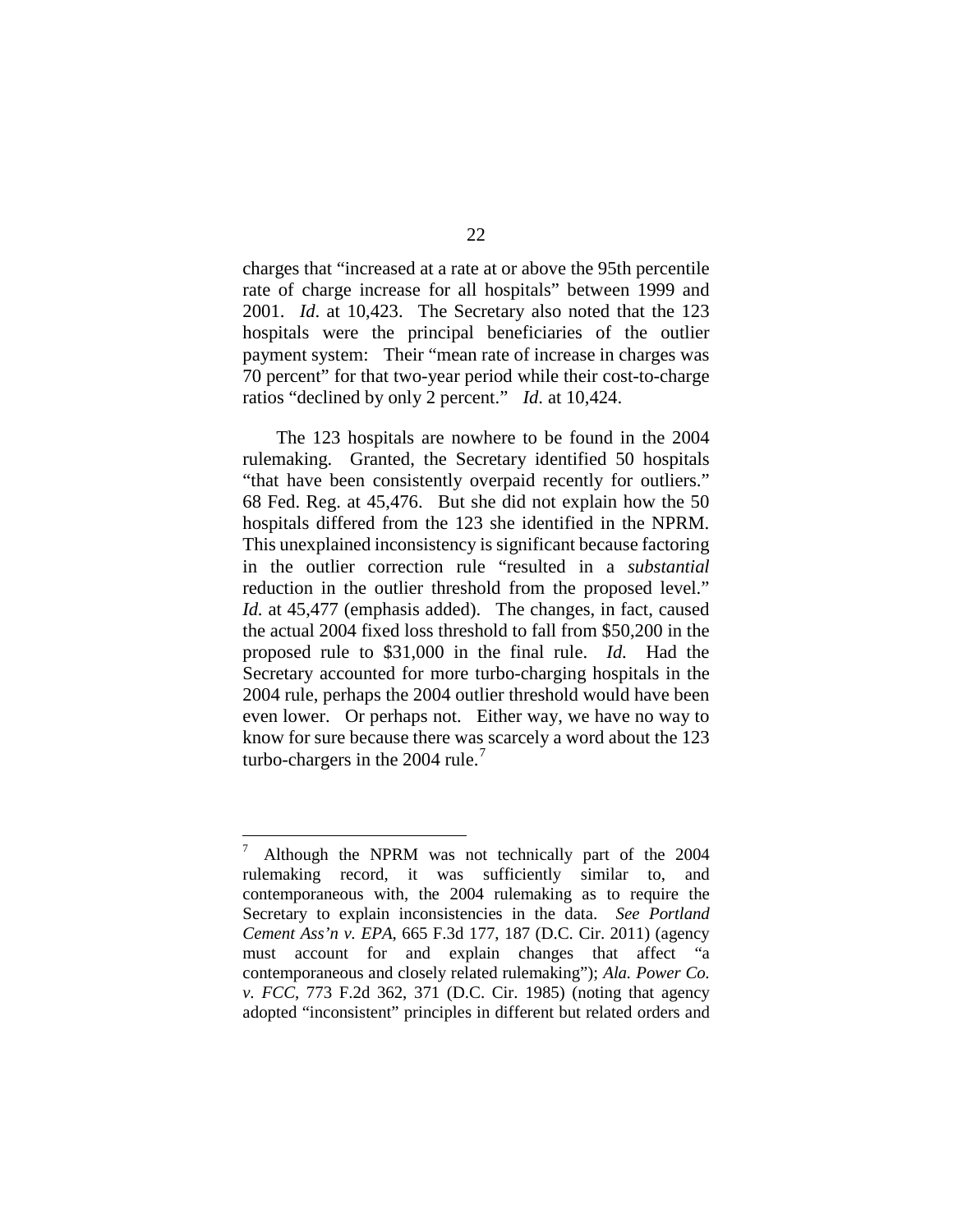charges that "increased at a rate at or above the 95th percentile rate of charge increase for all hospitals" between 1999 and 2001. *Id*. at 10,423. The Secretary also noted that the 123 hospitals were the principal beneficiaries of the outlier payment system: Their "mean rate of increase in charges was 70 percent" for that two-year period while their cost-to-charge ratios "declined by only 2 percent." *Id*. at 10,424.

The 123 hospitals are nowhere to be found in the 2004 rulemaking. Granted, the Secretary identified 50 hospitals "that have been consistently overpaid recently for outliers." 68 Fed. Reg. at 45,476. But she did not explain how the 50 hospitals differed from the 123 she identified in the NPRM. This unexplained inconsistency is significant because factoring in the outlier correction rule "resulted in a *substantial* reduction in the outlier threshold from the proposed level." *Id.* at 45,477 (emphasis added). The changes, in fact, caused the actual 2004 fixed loss threshold to fall from $50,200 in the proposed rule to $31,000 in the final rule. *Id.* Had the Secretary accounted for more turbo-charging hospitals in the 2004 rule, perhaps the 2004 outlier threshold would have been even lower. Or perhaps not. Either way, we have no way to know for sure because there was scarcely a word about the 123 turbo-chargers in the 2004 rule.[7]

[7] Although the NPRM was not technically part of the 2004 rulemaking record, it was sufficiently similar to, and contemporaneous with, the 2004 rulemaking as to require the Secretary to explain inconsistencies in the data. *See Portland Cement Ass'n v. EPA*, 665 F.3d 177, 187 (D.C. Cir. 2011) (agency must account for and explain changes that affect "a contemporaneous and closely related rulemaking"); *Ala. Power Co. v. FCC*, 773 F.2d 362, 371 (D.C. Cir. 1985) (noting that agency adopted "inconsistent" principles in different but related orders and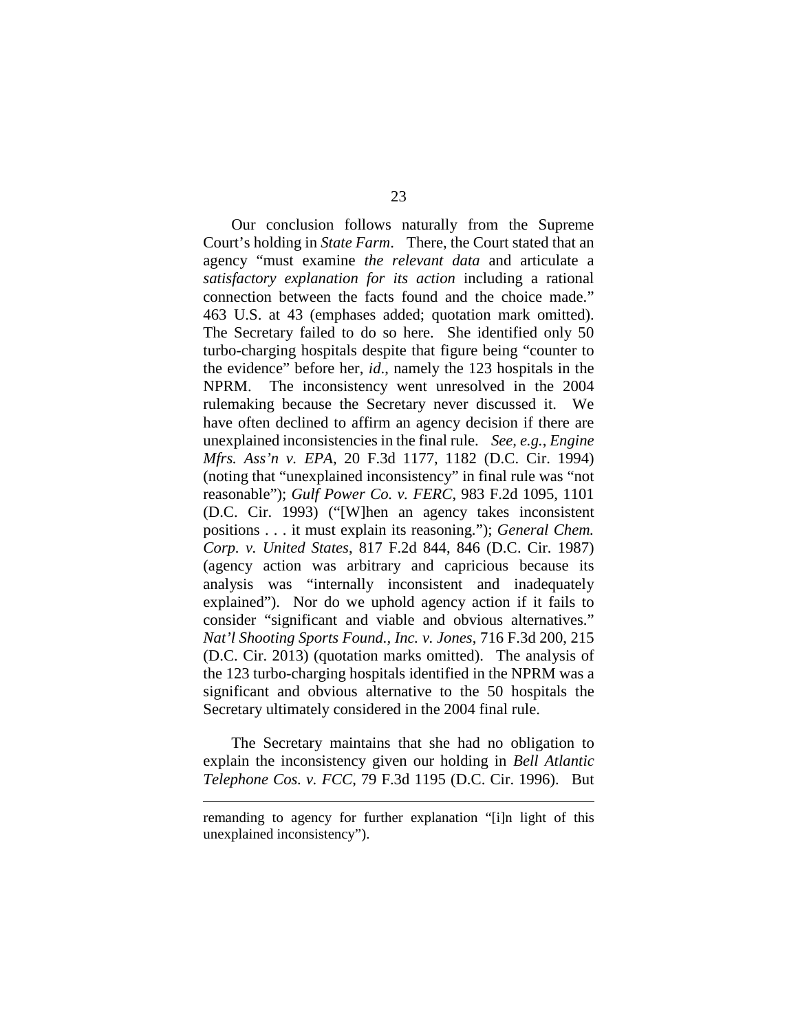Our conclusion follows naturally from the Supreme Court's holding in *State Farm*. There, the Court stated that an agency "must examine *the relevant data* and articulate a *satisfactory explanation for its action* including a rational connection between the facts found and the choice made." 463 U.S. at 43 (emphases added; quotation mark omitted). The Secretary failed to do so here. She identified only 50 turbo-charging hospitals despite that figure being "counter to the evidence" before her, *id*., namely the 123 hospitals in the NPRM. The inconsistency went unresolved in the 2004 rulemaking because the Secretary never discussed it. We have often declined to affirm an agency decision if there are unexplained inconsistencies in the final rule. *See, e.g.*, *Engine Mfrs. Ass'n v. EPA*, 20 F.3d 1177, 1182 (D.C. Cir. 1994) (noting that "unexplained inconsistency" in final rule was "not reasonable"); *Gulf Power Co. v. FERC*, 983 F.2d 1095, 1101 (D.C. Cir. 1993) ("[W]hen an agency takes inconsistent positions . . . it must explain its reasoning."); *General Chem. Corp. v. United States*, 817 F.2d 844, 846 (D.C. Cir. 1987) (agency action was arbitrary and capricious because its analysis was "internally inconsistent and inadequately explained"). Nor do we uphold agency action if it fails to consider "significant and viable and obvious alternatives." *Nat'l Shooting Sports Found., Inc. v. Jones*, 716 F.3d 200, 215 (D.C. Cir. 2013) (quotation marks omitted). The analysis of the 123 turbo-charging hospitals identified in the NPRM was a significant and obvious alternative to the 50 hospitals the Secretary ultimately considered in the 2004 final rule.

The Secretary maintains that she had no obligation to explain the inconsistency given our holding in *Bell Atlantic Telephone Cos. v. FCC*, 79 F.3d 1195 (D.C. Cir. 1996). But

remanding to agency for further explanation "[i]n light of this unexplained inconsistency").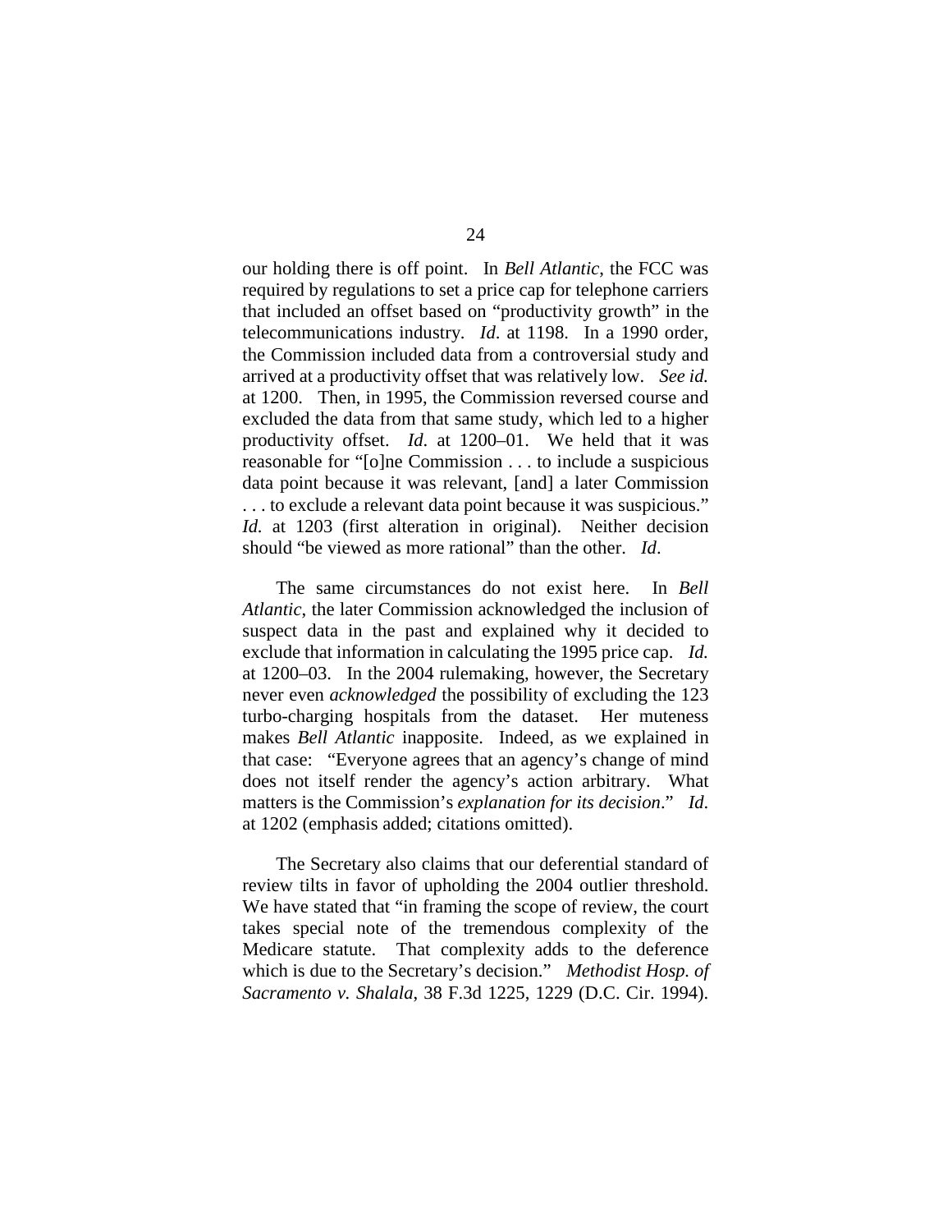our holding there is off point. In *Bell Atlantic*, the FCC was required by regulations to set a price cap for telephone carriers that included an offset based on "productivity growth" in the telecommunications industry. *Id*. at 1198. In a 1990 order, the Commission included data from a controversial study and arrived at a productivity offset that was relatively low. *See id.* at 1200. Then, in 1995, the Commission reversed course and excluded the data from that same study, which led to a higher productivity offset. *Id.* at 1200–01. We held that it was reasonable for "[o]ne Commission . . . to include a suspicious data point because it was relevant, [and] a later Commission . . . to exclude a relevant data point because it was suspicious." *Id.* at 1203 (first alteration in original). Neither decision should "be viewed as more rational" than the other. *Id*.

The same circumstances do not exist here. In *Bell Atlantic*, the later Commission acknowledged the inclusion of suspect data in the past and explained why it decided to exclude that information in calculating the 1995 price cap. *Id.* at 1200–03. In the 2004 rulemaking, however, the Secretary never even *acknowledged* the possibility of excluding the 123 turbo-charging hospitals from the dataset. Her muteness makes *Bell Atlantic* inapposite. Indeed, as we explained in that case: "Everyone agrees that an agency's change of mind does not itself render the agency's action arbitrary. What matters is the Commission's *explanation for its decision*." *Id*. at 1202 (emphasis added; citations omitted).

The Secretary also claims that our deferential standard of review tilts in favor of upholding the 2004 outlier threshold. We have stated that "in framing the scope of review, the court takes special note of the tremendous complexity of the Medicare statute. That complexity adds to the deference which is due to the Secretary's decision." *Methodist Hosp. of Sacramento v. Shalala*, 38 F.3d 1225, 1229 (D.C. Cir. 1994).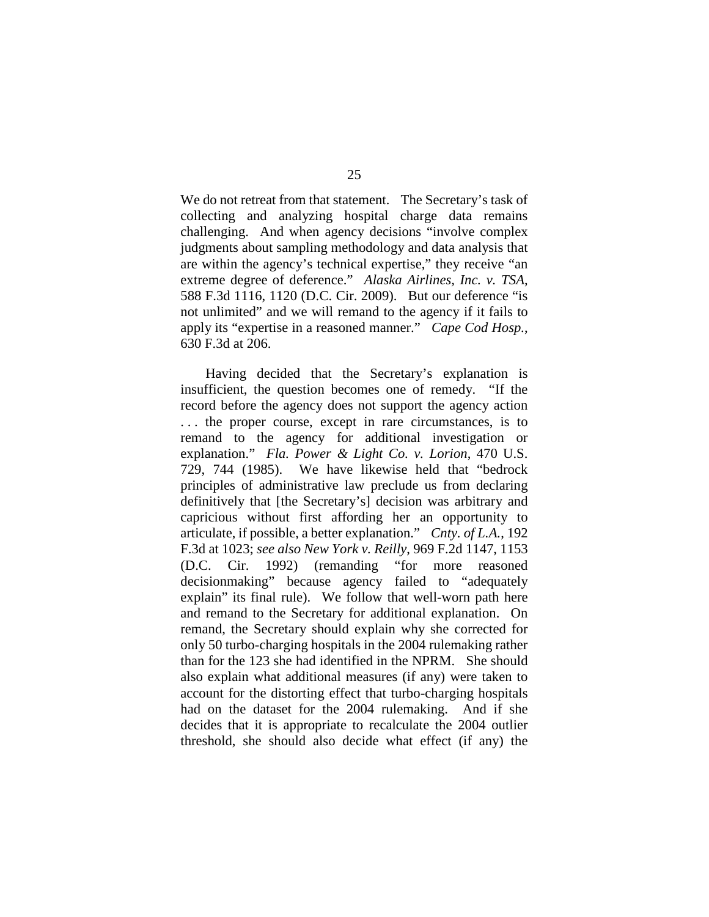We do not retreat from that statement. The Secretary's task of collecting and analyzing hospital charge data remains challenging. And when agency decisions "involve complex judgments about sampling methodology and data analysis that are within the agency's technical expertise," they receive "an extreme degree of deference." *Alaska Airlines, Inc. v. TSA*, 588 F.3d 1116, 1120 (D.C. Cir. 2009). But our deference "is not unlimited" and we will remand to the agency if it fails to apply its "expertise in a reasoned manner." *Cape Cod Hosp.*, 630 F.3d at 206.

Having decided that the Secretary's explanation is insufficient, the question becomes one of remedy. "If the record before the agency does not support the agency action . . . the proper course, except in rare circumstances, is to remand to the agency for additional investigation or explanation." *Fla. Power & Light Co. v. Lorion*, 470 U.S. 729, 744 (1985). We have likewise held that "bedrock principles of administrative law preclude us from declaring definitively that [the Secretary's] decision was arbitrary and capricious without first affording her an opportunity to articulate, if possible, a better explanation." *Cnty. of L.A.*, 192 F.3d at 1023; *see also New York v. Reilly*, 969 F.2d 1147, 1153 (D.C. Cir. 1992) (remanding "for more reasoned decisionmaking" because agency failed to "adequately explain" its final rule). We follow that well-worn path here and remand to the Secretary for additional explanation. On remand, the Secretary should explain why she corrected for only 50 turbo-charging hospitals in the 2004 rulemaking rather than for the 123 she had identified in the NPRM. She should also explain what additional measures (if any) were taken to account for the distorting effect that turbo-charging hospitals had on the dataset for the 2004 rulemaking. And if she decides that it is appropriate to recalculate the 2004 outlier threshold, she should also decide what effect (if any) the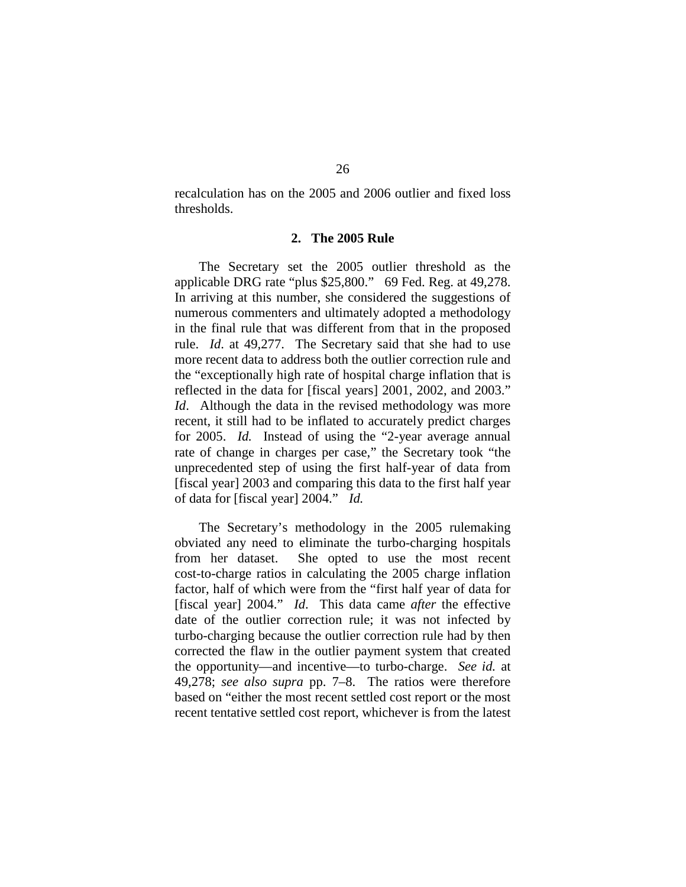recalculation has on the 2005 and 2006 outlier and fixed loss thresholds.

### 2. The 2005 Rule

The Secretary set the 2005 outlier threshold as the applicable DRG rate "plus $25,800." 69 Fed. Reg. at 49,278. In arriving at this number, she considered the suggestions of numerous commenters and ultimately adopted a methodology in the final rule that was different from that in the proposed rule. *Id*. at 49,277. The Secretary said that she had to use more recent data to address both the outlier correction rule and the "exceptionally high rate of hospital charge inflation that is reflected in the data for [fiscal years] 2001, 2002, and 2003." *Id*. Although the data in the revised methodology was more recent, it still had to be inflated to accurately predict charges for 2005. *Id.* Instead of using the "2-year average annual rate of change in charges per case," the Secretary took "the unprecedented step of using the first half-year of data from [fiscal year] 2003 and comparing this data to the first half year of data for [fiscal year] 2004." *Id.*

The Secretary's methodology in the 2005 rulemaking obviated any need to eliminate the turbo-charging hospitals from her dataset. She opted to use the most recent cost-to-charge ratios in calculating the 2005 charge inflation factor, half of which were from the "first half year of data for [fiscal year] 2004." *Id*. This data came *after* the effective date of the outlier correction rule; it was not infected by turbo-charging because the outlier correction rule had by then corrected the flaw in the outlier payment system that created the opportunity—and incentive—to turbo-charge. *See id.* at 49,278; *see also supra* pp. 7–8. The ratios were therefore based on "either the most recent settled cost report or the most recent tentative settled cost report, whichever is from the latest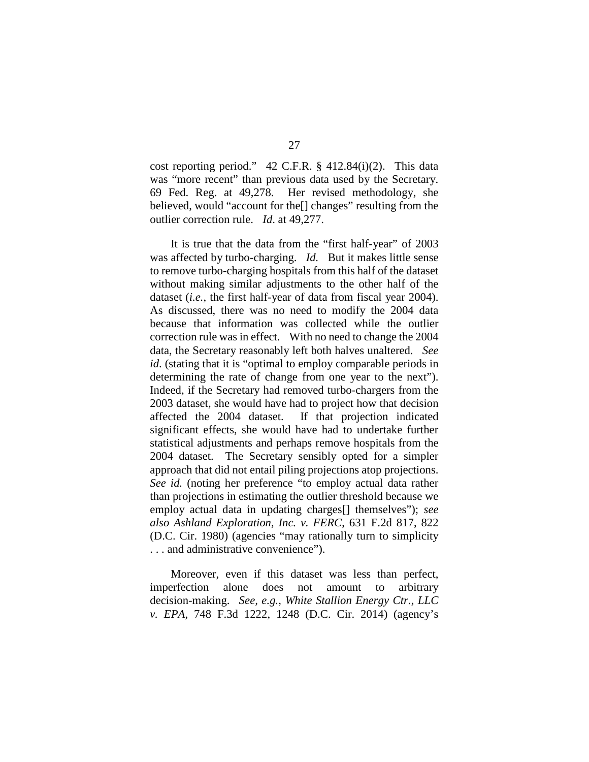cost reporting period." 42 C.F.R. § 412.84(i)(2). This data was "more recent" than previous data used by the Secretary. 69 Fed. Reg. at 49,278. Her revised methodology, she believed, would "account for the[] changes" resulting from the outlier correction rule. *Id*. at 49,277.

It is true that the data from the "first half-year" of 2003 was affected by turbo-charging. *Id.* But it makes little sense to remove turbo-charging hospitals from this half of the dataset without making similar adjustments to the other half of the dataset (*i.e.*, the first half-year of data from fiscal year 2004). As discussed, there was no need to modify the 2004 data because that information was collected while the outlier correction rule was in effect. With no need to change the 2004 data, the Secretary reasonably left both halves unaltered. *See id*. (stating that it is "optimal to employ comparable periods in determining the rate of change from one year to the next"). Indeed, if the Secretary had removed turbo-chargers from the 2003 dataset, she would have had to project how that decision affected the 2004 dataset. If that projection indicated significant effects, she would have had to undertake further statistical adjustments and perhaps remove hospitals from the 2004 dataset. The Secretary sensibly opted for a simpler approach that did not entail piling projections atop projections. *See id.* (noting her preference "to employ actual data rather than projections in estimating the outlier threshold because we employ actual data in updating charges[] themselves"); *see also Ashland Exploration, Inc. v. FERC*, 631 F.2d 817, 822 (D.C. Cir. 1980) (agencies "may rationally turn to simplicity . . . and administrative convenience").

Moreover, even if this dataset was less than perfect, imperfection alone does not amount to arbitrary decision-making. *See, e.g.*, *White Stallion Energy Ctr., LLC v. EPA*, 748 F.3d 1222, 1248 (D.C. Cir. 2014) (agency's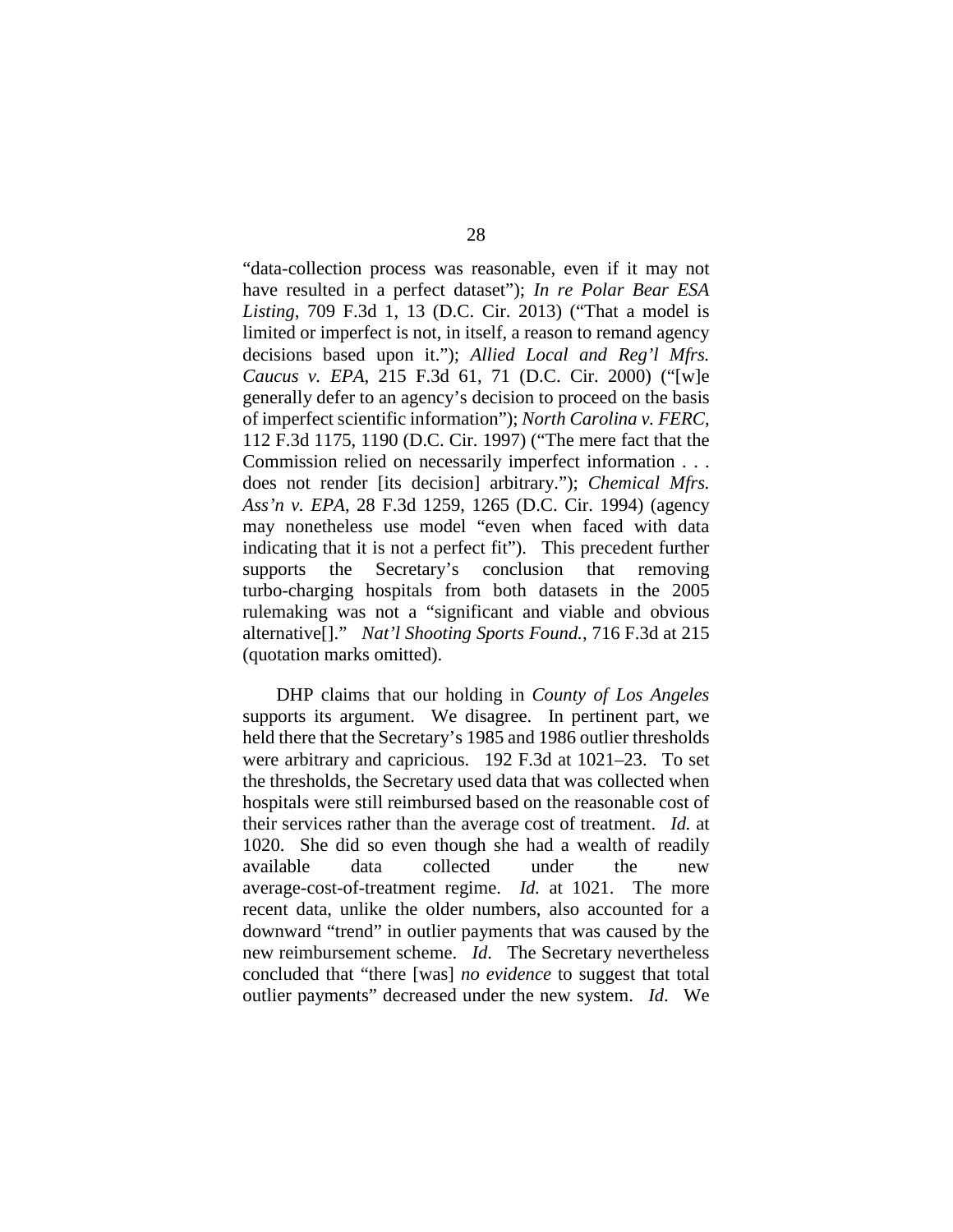"data-collection process was reasonable, even if it may not have resulted in a perfect dataset"); *In re Polar Bear ESA Listing*, 709 F.3d 1, 13 (D.C. Cir. 2013) ("That a model is limited or imperfect is not, in itself, a reason to remand agency decisions based upon it."); *Allied Local and Reg'l Mfrs. Caucus v. EPA*, 215 F.3d 61, 71 (D.C. Cir. 2000) ("[w]e generally defer to an agency's decision to proceed on the basis of imperfect scientific information"); *North Carolina v. FERC*, 112 F.3d 1175, 1190 (D.C. Cir. 1997) ("The mere fact that the Commission relied on necessarily imperfect information . . . does not render [its decision] arbitrary."); *Chemical Mfrs. Ass'n v. EPA*, 28 F.3d 1259, 1265 (D.C. Cir. 1994) (agency may nonetheless use model "even when faced with data indicating that it is not a perfect fit"). This precedent further supports the Secretary's conclusion that removing turbo-charging hospitals from both datasets in the 2005 rulemaking was not a "significant and viable and obvious alternative[]." *Nat'l Shooting Sports Found.*, 716 F.3d at 215 (quotation marks omitted).

DHP claims that our holding in *County of Los Angeles* supports its argument. We disagree. In pertinent part, we held there that the Secretary's 1985 and 1986 outlier thresholds were arbitrary and capricious. 192 F.3d at 1021–23. To set the thresholds, the Secretary used data that was collected when hospitals were still reimbursed based on the reasonable cost of their services rather than the average cost of treatment. *Id.* at 1020. She did so even though she had a wealth of readily available data collected under the new average-cost-of-treatment regime. *Id.* at 1021. The more recent data, unlike the older numbers, also accounted for a downward "trend" in outlier payments that was caused by the new reimbursement scheme. *Id*. The Secretary nevertheless concluded that "there [was] *no evidence* to suggest that total outlier payments" decreased under the new system. *Id*. We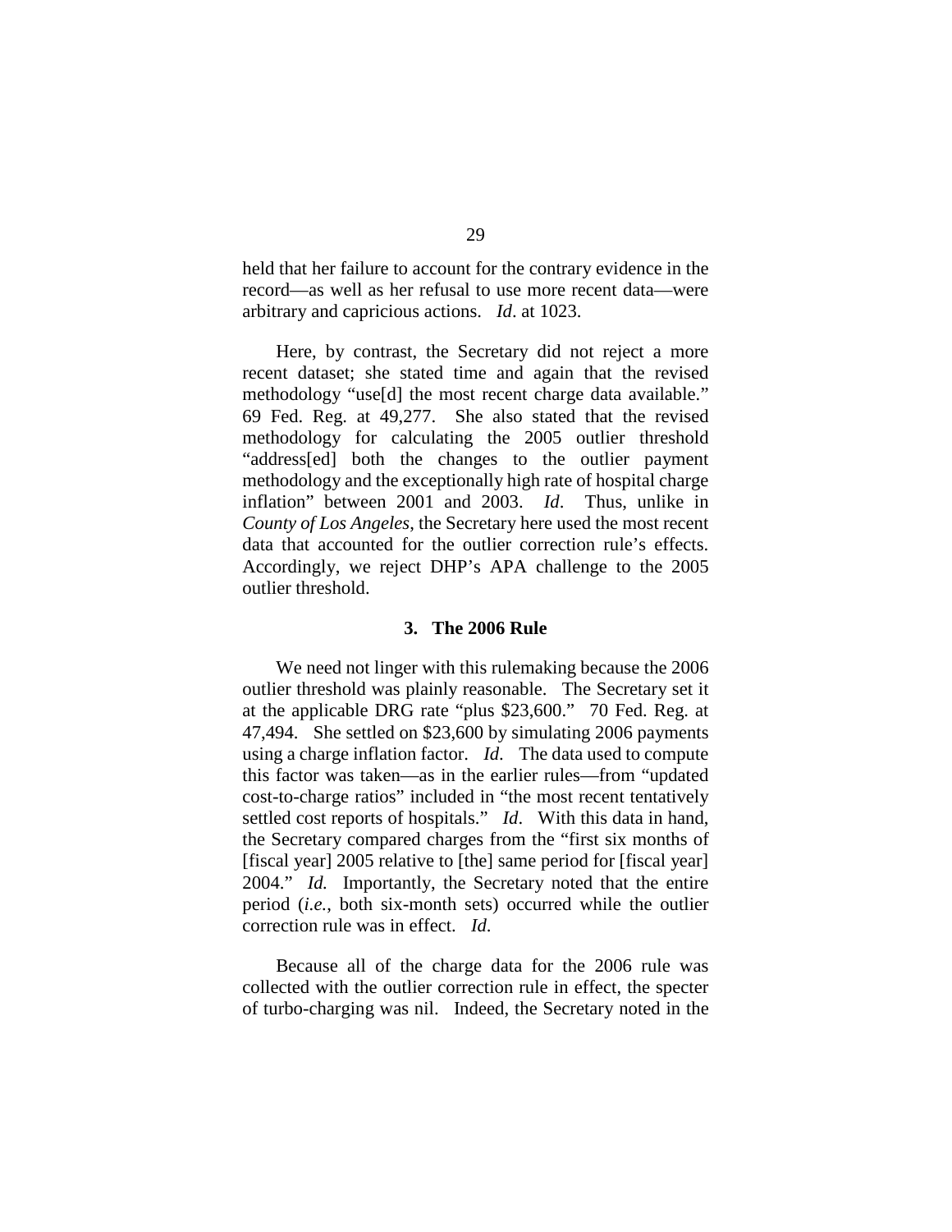held that her failure to account for the contrary evidence in the record—as well as her refusal to use more recent data—were arbitrary and capricious actions. *Id*. at 1023.

Here, by contrast, the Secretary did not reject a more recent dataset; she stated time and again that the revised methodology "use[d] the most recent charge data available." 69 Fed. Reg. at 49,277. She also stated that the revised methodology for calculating the 2005 outlier threshold "address[ed] both the changes to the outlier payment methodology and the exceptionally high rate of hospital charge inflation" between 2001 and 2003. *Id*. Thus, unlike in *County of Los Angeles*, the Secretary here used the most recent data that accounted for the outlier correction rule's effects. Accordingly, we reject DHP's APA challenge to the 2005 outlier threshold.

### 3. The 2006 Rule

We need not linger with this rulemaking because the 2006 outlier threshold was plainly reasonable. The Secretary set it at the applicable DRG rate "plus $23,600." 70 Fed. Reg. at 47,494. She settled on $23,600 by simulating 2006 payments using a charge inflation factor. *Id*. The data used to compute this factor was taken—as in the earlier rules—from "updated cost-to-charge ratios" included in "the most recent tentatively settled cost reports of hospitals." *Id*. With this data in hand, the Secretary compared charges from the "first six months of [fiscal year] 2005 relative to [the] same period for [fiscal year] 2004." *Id.* Importantly, the Secretary noted that the entire period (*i.e.*, both six-month sets) occurred while the outlier correction rule was in effect. *Id*.

Because all of the charge data for the 2006 rule was collected with the outlier correction rule in effect, the specter of turbo-charging was nil. Indeed, the Secretary noted in the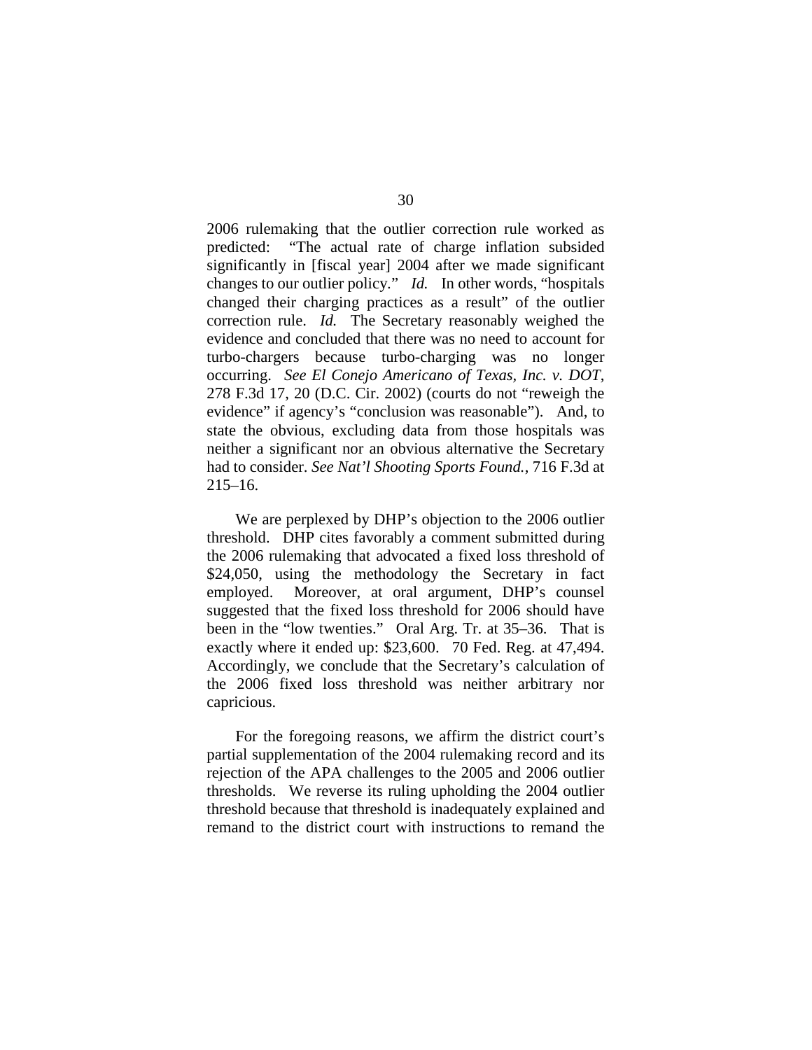2006 rulemaking that the outlier correction rule worked as predicted: "The actual rate of charge inflation subsided significantly in [fiscal year] 2004 after we made significant changes to our outlier policy." *Id.* In other words, "hospitals changed their charging practices as a result" of the outlier correction rule. *Id.* The Secretary reasonably weighed the evidence and concluded that there was no need to account for turbo-chargers because turbo-charging was no longer occurring. *See El Conejo Americano of Texas, Inc. v. DOT*, 278 F.3d 17, 20 (D.C. Cir. 2002) (courts do not "reweigh the evidence" if agency's "conclusion was reasonable"). And, to state the obvious, excluding data from those hospitals was neither a significant nor an obvious alternative the Secretary had to consider. *See Nat'l Shooting Sports Found.*, 716 F.3d at 215–16.

We are perplexed by DHP's objection to the 2006 outlier threshold. DHP cites favorably a comment submitted during the 2006 rulemaking that advocated a fixed loss threshold of $24,050, using the methodology the Secretary in fact employed. Moreover, at oral argument, DHP's counsel suggested that the fixed loss threshold for 2006 should have been in the "low twenties." Oral Arg. Tr. at 35–36. That is exactly where it ended up: $23,600. 70 Fed. Reg. at 47,494. Accordingly, we conclude that the Secretary's calculation of the 2006 fixed loss threshold was neither arbitrary nor capricious.

For the foregoing reasons, we affirm the district court's partial supplementation of the 2004 rulemaking record and its rejection of the APA challenges to the 2005 and 2006 outlier thresholds. We reverse its ruling upholding the 2004 outlier threshold because that threshold is inadequately explained and remand to the district court with instructions to remand the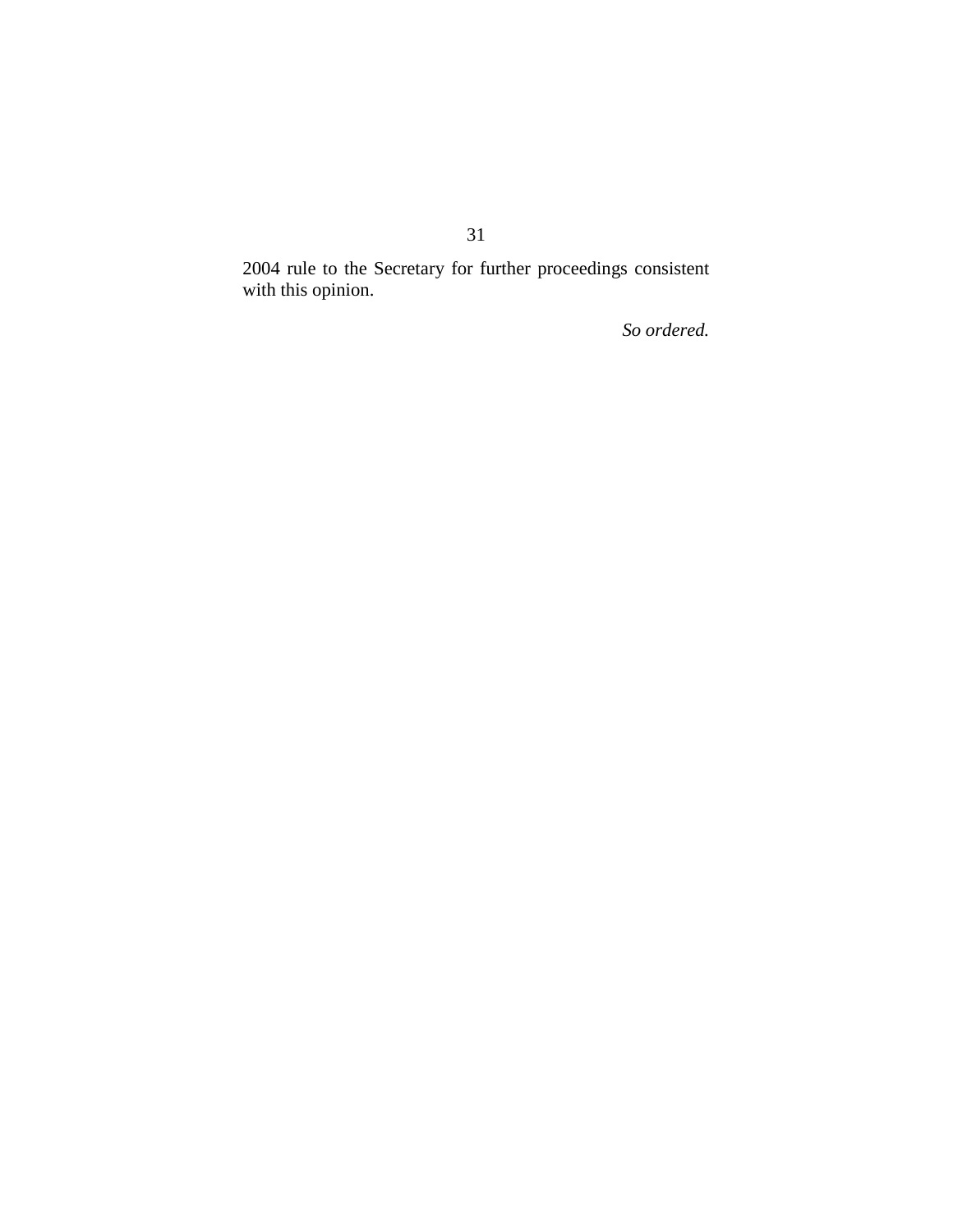2004 rule to the Secretary for further proceedings consistent with this opinion.

*So ordered.*